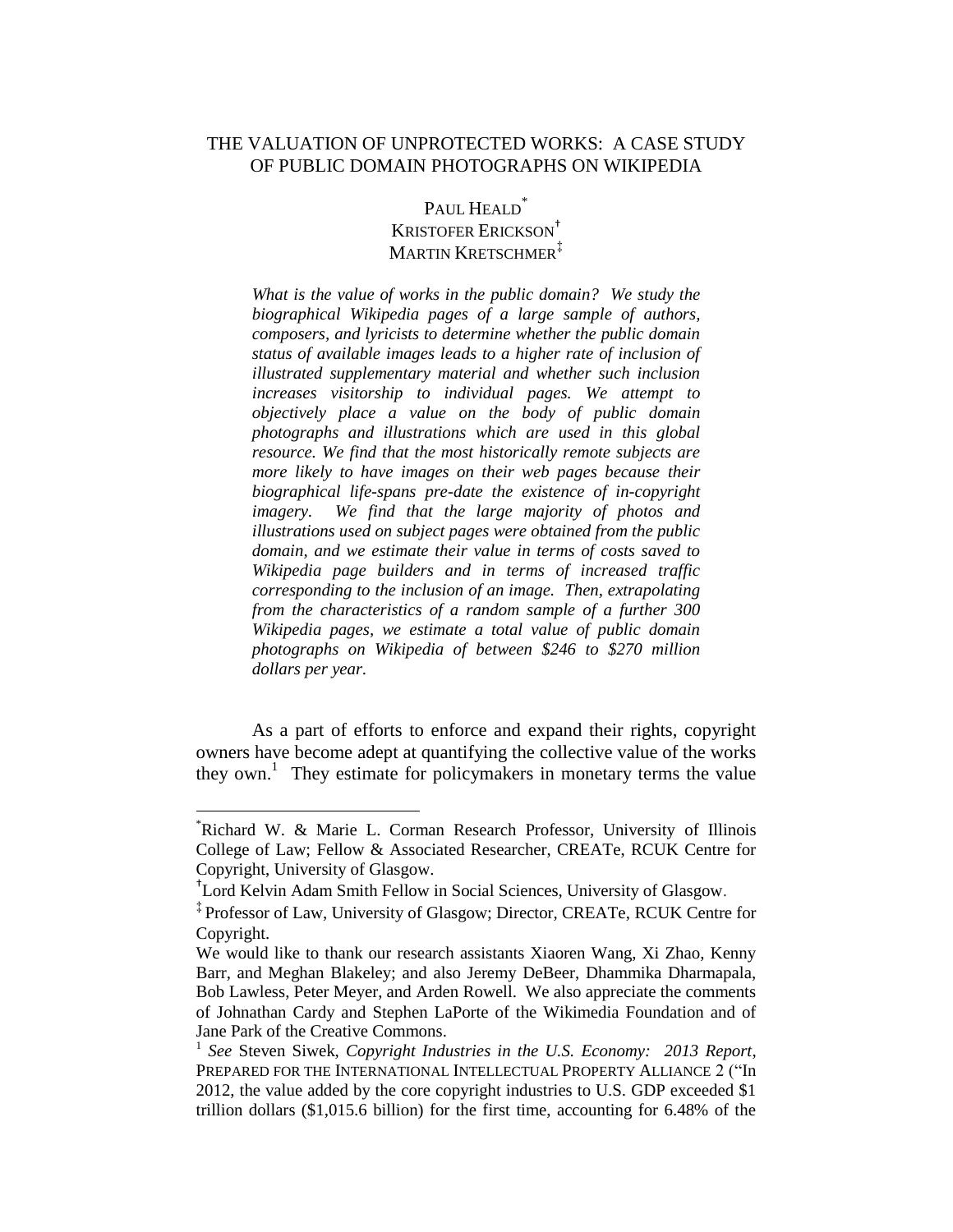# THE VALUATION OF UNPROTECTED WORKS: A CASE STUDY OF PUBLIC DOMAIN PHOTOGRAPHS ON WIKIPEDIA

PAUL HEALD[*]
KRISTOFER ERICKSON[†]
MARTIN KRETSCHMER[‡]

*What is the value of works in the public domain? We study the biographical Wikipedia pages of a large sample of authors, composers, and lyricists to determine whether the public domain status of available images leads to a higher rate of inclusion of illustrated supplementary material and whether such inclusion increases visitorship to individual pages. We attempt to objectively place a value on the body of public domain photographs and illustrations which are used in this global resource. We find that the most historically remote subjects are more likely to have images on their web pages because their biographical life-spans pre-date the existence of in-copyright imagery. We find that the large majority of photos and illustrations used on subject pages were obtained from the public domain, and we estimate their value in terms of costs saved to Wikipedia page builders and in terms of increased traffic corresponding to the inclusion of an image. Then, extrapolating from the characteristics of a random sample of a further 300 Wikipedia pages, we estimate a total value of public domain photographs on Wikipedia of between $246 to $270 million dollars per year.*

As a part of efforts to enforce and expand their rights, copyright owners have become adept at quantifying the collective value of the works they own.[1] They estimate for policymakers in monetary terms the value

---

[*] Richard W. & Marie L. Corman Research Professor, University of Illinois College of Law; Fellow & Associated Researcher, CREATe, RCUK Centre for Copyright, University of Glasgow.

[†] Lord Kelvin Adam Smith Fellow in Social Sciences, University of Glasgow.

[‡] Professor of Law, University of Glasgow; Director, CREATe, RCUK Centre for Copyright.

We would like to thank our research assistants Xiaoren Wang, Xi Zhao, Kenny Barr, and Meghan Blakeley; and also Jeremy DeBeer, Dhammika Dharmapala, Bob Lawless, Peter Meyer, and Arden Rowell. We also appreciate the comments of Johnathan Cardy and Stephen LaPorte of the Wikimedia Foundation and of Jane Park of the Creative Commons.

[1] *See* Steven Siwek, *Copyright Industries in the U.S. Economy: 2013 Report*, PREPARED FOR THE INTERNATIONAL INTELLECTUAL PROPERTY ALLIANCE 2 ("In 2012, the value added by the core copyright industries to U.S. GDP exceeded $1 trillion dollars ($1,015.6 billion) for the first time, accounting for 6.48% of the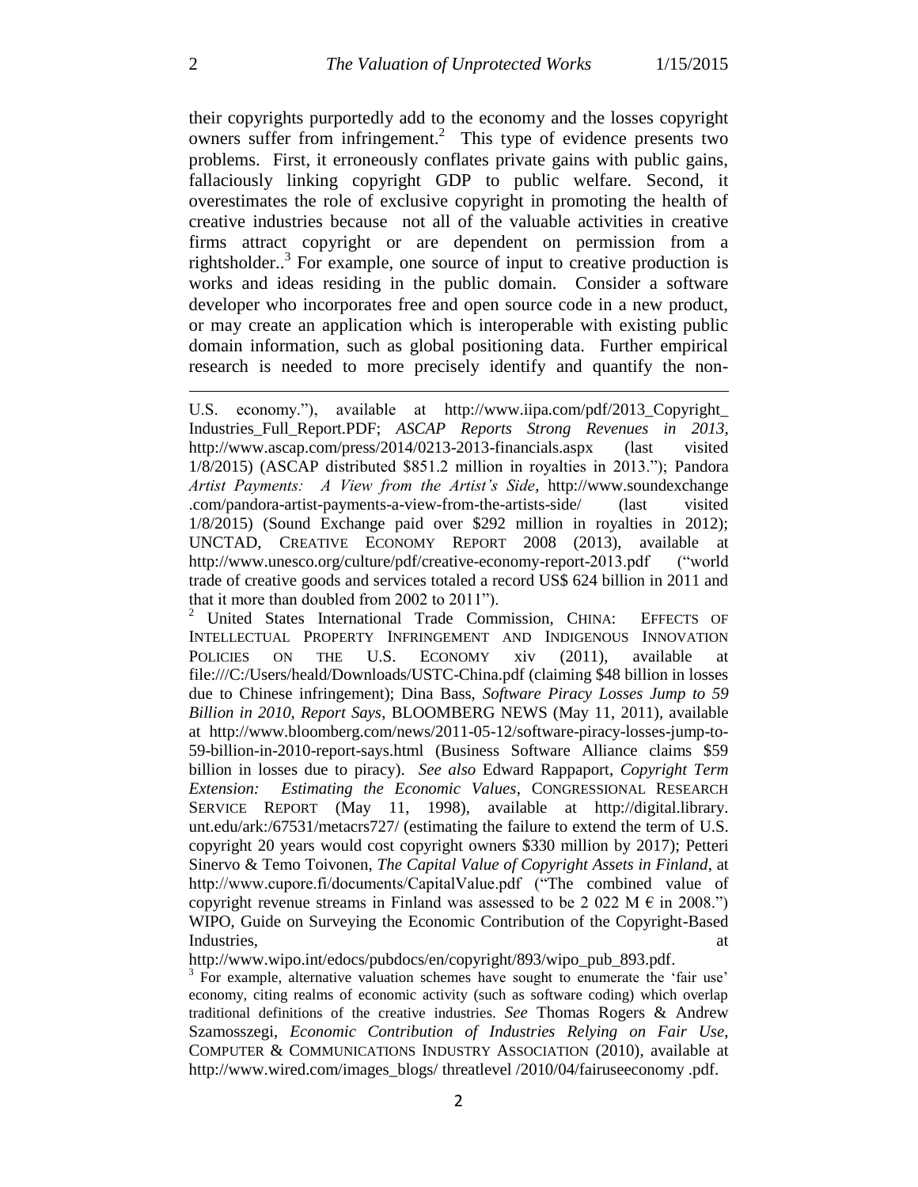their copyrights purportedly add to the economy and the losses copyright owners suffer from infringement.[2] This type of evidence presents two problems. First, it erroneously conflates private gains with public gains, fallaciously linking copyright GDP to public welfare. Second, it overestimates the role of exclusive copyright in promoting the health of creative industries because not all of the valuable activities in creative firms attract copyright or are dependent on permission from a rightsholder..[3] For example, one source of input to creative production is works and ideas residing in the public domain. Consider a software developer who incorporates free and open source code in a new product, or may create an application which is interoperable with existing public domain information, such as global positioning data. Further empirical research is needed to more precisely identify and quantify the non-

---

U.S. economy."), available at http://www.iipa.com/pdf/2013_Copyright_ Industries_Full_Report.PDF; *ASCAP Reports Strong Revenues in 2013*, http://www.ascap.com/press/2014/0213-2013-financials.aspx (last visited 1/8/2015) (ASCAP distributed $851.2 million in royalties in 2013."); Pandora *Artist Payments: A View from the Artist's Side*, http://www.soundexchange .com/pandora-artist-payments-a-view-from-the-artists-side/ (last visited 1/8/2015) (Sound Exchange paid over $292 million in royalties in 2012); UNCTAD, CREATIVE ECONOMY REPORT 2008 (2013), available at http://www.unesco.org/culture/pdf/creative-economy-report-2013.pdf ("world trade of creative goods and services totaled a record US$ 624 billion in 2011 and that it more than doubled from 2002 to 2011").

[2] United States International Trade Commission, CHINA: EFFECTS OF INTELLECTUAL PROPERTY INFRINGEMENT AND INDIGENOUS INNOVATION POLICIES ON THE U.S. ECONOMY xiv (2011), available at file:///C:/Users/heald/Downloads/USTC-China.pdf (claiming $48 billion in losses due to Chinese infringement); Dina Bass, *Software Piracy Losses Jump to 59 Billion in 2010, Report Says*, BLOOMBERG NEWS (May 11, 2011), available at http://www.bloomberg.com/news/2011-05-12/software-piracy-losses-jump-to-59-billion-in-2010-report-says.html (Business Software Alliance claims $59 billion in losses due to piracy). *See also* Edward Rappaport, *Copyright Term Extension: Estimating the Economic Values*, CONGRESSIONAL RESEARCH SERVICE REPORT (May 11, 1998), available at http://digital.library. unt.edu/ark:/67531/metacrs727/ (estimating the failure to extend the term of U.S. copyright 20 years would cost copyright owners $330 million by 2017); Petteri Sinervo & Temo Toivonen, *The Capital Value of Copyright Assets in Finland*, at http://www.cupore.fi/documents/CapitalValue.pdf ("The combined value of copyright revenue streams in Finland was assessed to be 2 022 M € in 2008.") WIPO, Guide on Surveying the Economic Contribution of the Copyright-Based Industries, at http://www.wipo.int/edocs/pubdocs/en/copyright/893/wipo_pub_893.pdf.

[3] For example, alternative valuation schemes have sought to enumerate the 'fair use' economy, citing realms of economic activity (such as software coding) which overlap traditional definitions of the creative industries. *See* Thomas Rogers & Andrew Szamosszegi, *Economic Contribution of Industries Relying on Fair Use*, COMPUTER & COMMUNICATIONS INDUSTRY ASSOCIATION (2010), available at http://www.wired.com/images_blogs/ threatlevel /2010/04/fairuseeconomy .pdf.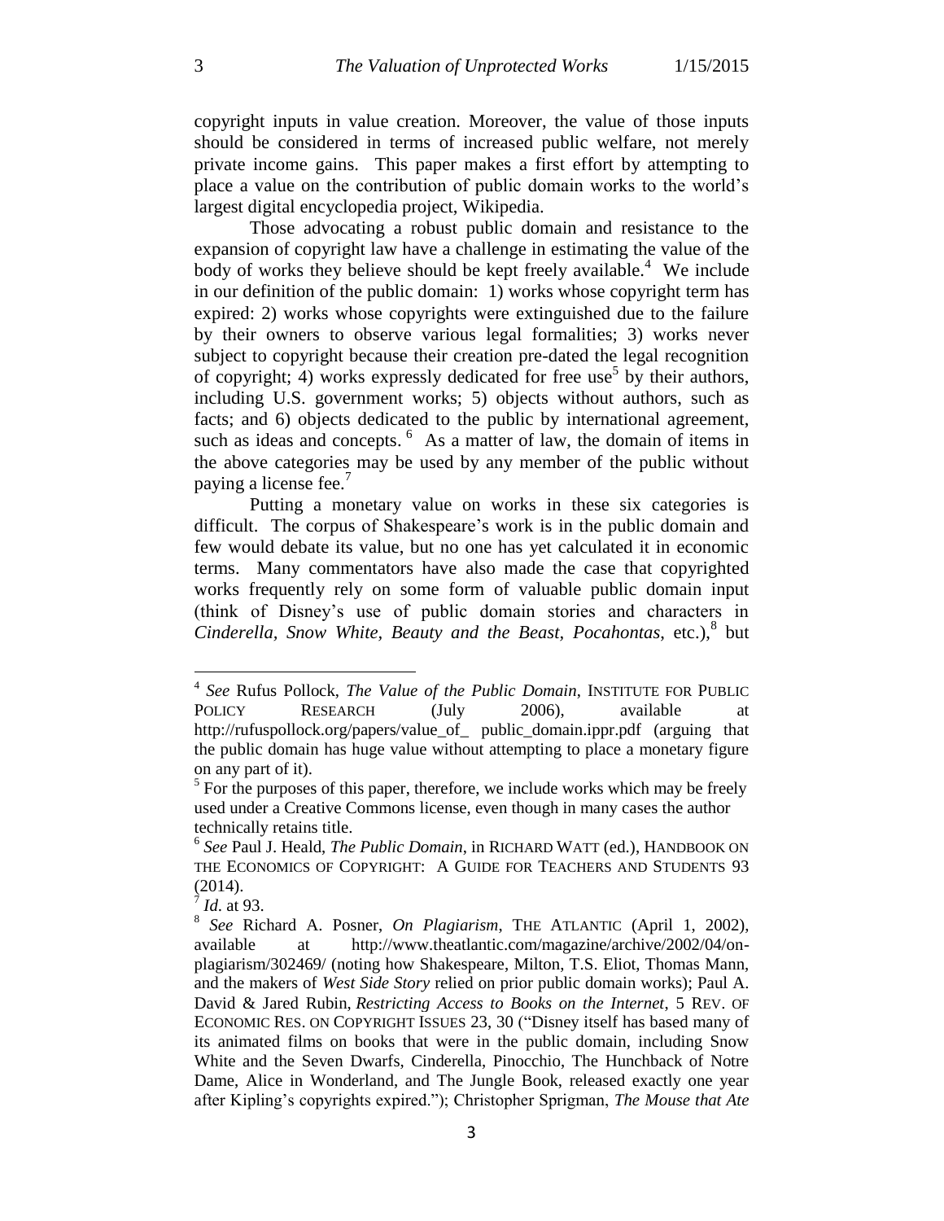copyright inputs in value creation. Moreover, the value of those inputs should be considered in terms of increased public welfare, not merely private income gains. This paper makes a first effort by attempting to place a value on the contribution of public domain works to the world's largest digital encyclopedia project, Wikipedia.

Those advocating a robust public domain and resistance to the expansion of copyright law have a challenge in estimating the value of the body of works they believe should be kept freely available.[4] We include in our definition of the public domain: 1) works whose copyright term has expired: 2) works whose copyrights were extinguished due to the failure by their owners to observe various legal formalities; 3) works never subject to copyright because their creation pre-dated the legal recognition of copyright; 4) works expressly dedicated for free use[5] by their authors, including U.S. government works; 5) objects without authors, such as facts; and 6) objects dedicated to the public by international agreement, such as ideas and concepts.[6] As a matter of law, the domain of items in the above categories may be used by any member of the public without paying a license fee.[7]

Putting a monetary value on works in these six categories is difficult. The corpus of Shakespeare's work is in the public domain and few would debate its value, but no one has yet calculated it in economic terms. Many commentators have also made the case that copyrighted works frequently rely on some form of valuable public domain input (think of Disney's use of public domain stories and characters in *Cinderella*, *Snow White*, *Beauty and the Beast*, *Pocahontas*, etc.),[8] but

---

[4] *See* Rufus Pollock, *The Value of the Public Domain*, INSTITUTE FOR PUBLIC POLICY RESEARCH (July 2006), available at http://rufuspollock.org/papers/value_of_ public_domain.ippr.pdf (arguing that the public domain has huge value without attempting to place a monetary figure on any part of it).

[5] For the purposes of this paper, therefore, we include works which may be freely used under a Creative Commons license, even though in many cases the author technically retains title.

[6] *See* Paul J. Heald, *The Public Domain*, in RICHARD WATT (ed.), HANDBOOK ON THE ECONOMICS OF COPYRIGHT: A GUIDE FOR TEACHERS AND STUDENTS 93 (2014).

[7] *Id.* at 93.

[8] *See* Richard A. Posner, *On Plagiarism*, THE ATLANTIC (April 1, 2002), available at http://www.theatlantic.com/magazine/archive/2002/04/on-plagiarism/302469/ (noting how Shakespeare, Milton, T.S. Eliot, Thomas Mann, and the makers of *West Side Story* relied on prior public domain works); Paul A. David & Jared Rubin, *Restricting Access to Books on the Internet*, 5 REV. OF ECONOMIC RES. ON COPYRIGHT ISSUES 23, 30 ("Disney itself has based many of its animated films on books that were in the public domain, including Snow White and the Seven Dwarfs, Cinderella, Pinocchio, The Hunchback of Notre Dame, Alice in Wonderland, and The Jungle Book, released exactly one year after Kipling's copyrights expired."); Christopher Sprigman, *The Mouse that Ate*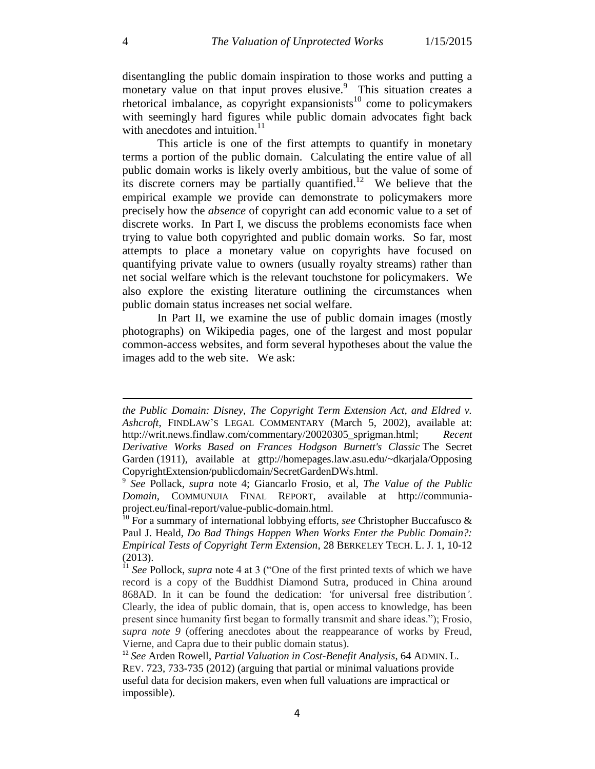disentangling the public domain inspiration to those works and putting a monetary value on that input proves elusive.[9] This situation creates a rhetorical imbalance, as copyright expansionists[10] come to policymakers with seemingly hard figures while public domain advocates fight back with anecdotes and intuition.[11]

This article is one of the first attempts to quantify in monetary terms a portion of the public domain. Calculating the entire value of all public domain works is likely overly ambitious, but the value of some of its discrete corners may be partially quantified.[12] We believe that the empirical example we provide can demonstrate to policymakers more precisely how the *absence* of copyright can add economic value to a set of discrete works. In Part I, we discuss the problems economists face when trying to value both copyrighted and public domain works. So far, most attempts to place a monetary value on copyrights have focused on quantifying private value to owners (usually royalty streams) rather than net social welfare which is the relevant touchstone for policymakers. We also explore the existing literature outlining the circumstances when public domain status increases net social welfare.

In Part II, we examine the use of public domain images (mostly photographs) on Wikipedia pages, one of the largest and most popular common-access websites, and form several hypotheses about the value the images add to the web site. We ask:

---

*the Public Domain: Disney, The Copyright Term Extension Act, and Eldred v. Ashcroft*, FINDLAW'S LEGAL COMMENTARY (March 5, 2002), available at: http://writ.news.findlaw.com/commentary/20020305_sprigman.html; *Recent Derivative Works Based on Frances Hodgson Burnett's Classic* The Secret Garden (1911), available at gttp://homepages.law.asu.edu/~dkarjala/OpposingCopyrightExtension/publicdomain/SecretGardenDWs.html.

[9] *See* Pollack, *supra* note 4; Giancarlo Frosio, et al, *The Value of the Public Domain*, COMMUNUIA FINAL REPORT, available at http://communia-project.eu/final-report/value-public-domain.html.

[10] For a summary of international lobbying efforts, *see* Christopher Buccafusco & Paul J. Heald, *Do Bad Things Happen When Works Enter the Public Domain?: Empirical Tests of Copyright Term Extension*, 28 BERKELEY TECH. L. J. 1, 10-12 (2013).

[11] *See* Pollock, *supra* note 4 at 3 ("One of the first printed texts of which we have record is a copy of the Buddhist Diamond Sutra, produced in China around 868AD. In it can be found the dedication: 'for universal free distribution'. Clearly, the idea of public domain, that is, open access to knowledge, has been present since humanity first began to formally transmit and share ideas."); Frosio, *supra note 9* (offering anecdotes about the reappearance of works by Freud, Vierne, and Capra due to their public domain status).

[12] *See* Arden Rowell, *Partial Valuation in Cost-Benefit Analysis*, 64 ADMIN. L. REV. 723, 733-735 (2012) (arguing that partial or minimal valuations provide useful data for decision makers, even when full valuations are impractical or impossible).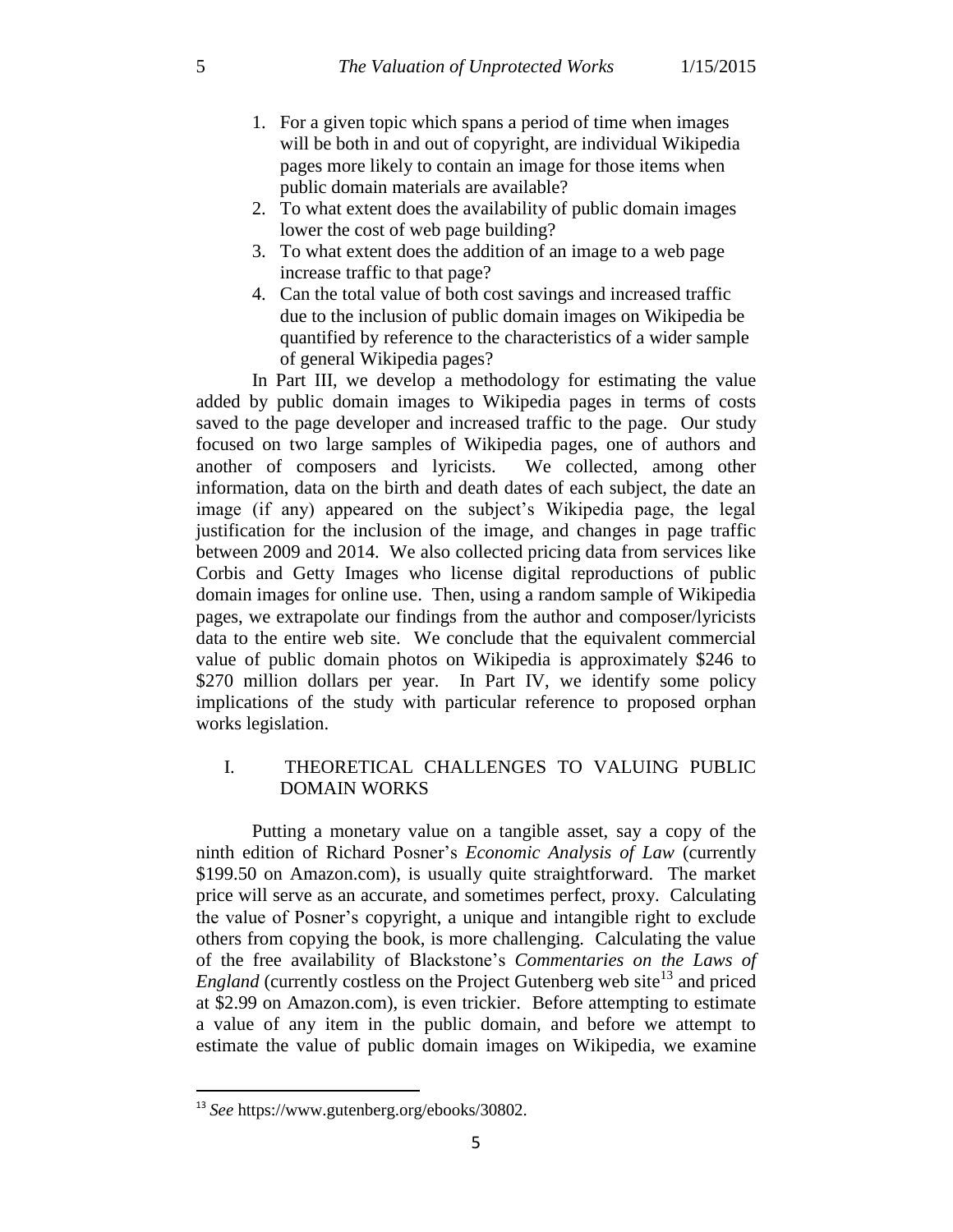1. For a given topic which spans a period of time when images will be both in and out of copyright, are individual Wikipedia pages more likely to contain an image for those items when public domain materials are available?
2. To what extent does the availability of public domain images lower the cost of web page building?
3. To what extent does the addition of an image to a web page increase traffic to that page?
4. Can the total value of both cost savings and increased traffic due to the inclusion of public domain images on Wikipedia be quantified by reference to the characteristics of a wider sample of general Wikipedia pages?

In Part III, we develop a methodology for estimating the value added by public domain images to Wikipedia pages in terms of costs saved to the page developer and increased traffic to the page. Our study focused on two large samples of Wikipedia pages, one of authors and another of composers and lyricists. We collected, among other information, data on the birth and death dates of each subject, the date an image (if any) appeared on the subject's Wikipedia page, the legal justification for the inclusion of the image, and changes in page traffic between 2009 and 2014. We also collected pricing data from services like Corbis and Getty Images who license digital reproductions of public domain images for online use. Then, using a random sample of Wikipedia pages, we extrapolate our findings from the author and composer/lyricists data to the entire web site. We conclude that the equivalent commercial value of public domain photos on Wikipedia is approximately $246 to $270 million dollars per year. In Part IV, we identify some policy implications of the study with particular reference to proposed orphan works legislation.

## I. THEORETICAL CHALLENGES TO VALUING PUBLIC DOMAIN WORKS

Putting a monetary value on a tangible asset, say a copy of the ninth edition of Richard Posner's *Economic Analysis of Law* (currently $199.50 on Amazon.com), is usually quite straightforward. The market price will serve as an accurate, and sometimes perfect, proxy. Calculating the value of Posner's copyright, a unique and intangible right to exclude others from copying the book, is more challenging. Calculating the value of the free availability of Blackstone's *Commentaries on the Laws of England* (currently costless on the Project Gutenberg web site[13] and priced at $2.99 on Amazon.com), is even trickier. Before attempting to estimate a value of any item in the public domain, and before we attempt to estimate the value of public domain images on Wikipedia, we examine

[13] *See* https://www.gutenberg.org/ebooks/30802.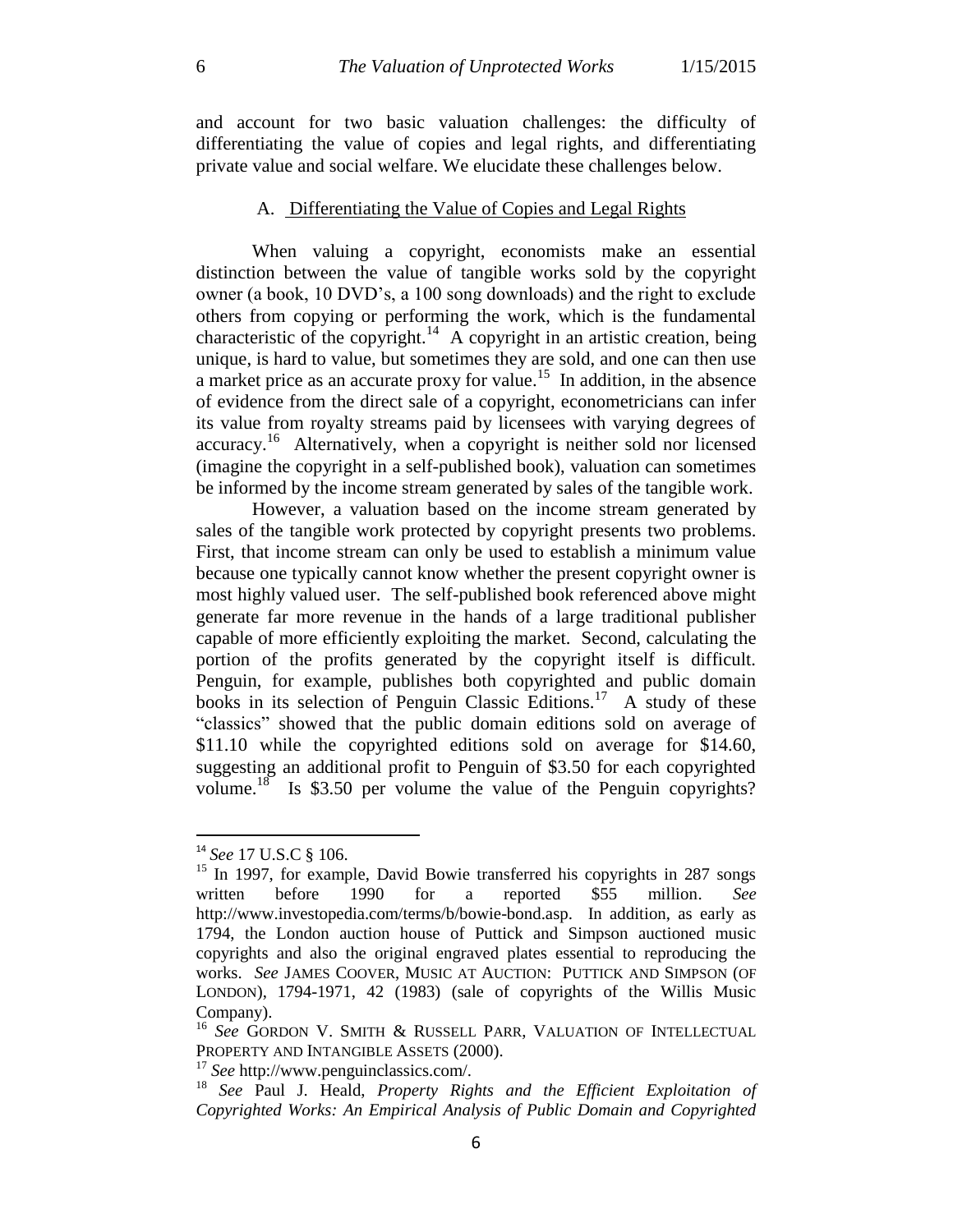and account for two basic valuation challenges: the difficulty of differentiating the value of copies and legal rights, and differentiating private value and social welfare. We elucidate these challenges below.

### A. Differentiating the Value of Copies and Legal Rights

When valuing a copyright, economists make an essential distinction between the value of tangible works sold by the copyright owner (a book, 10 DVD's, a 100 song downloads) and the right to exclude others from copying or performing the work, which is the fundamental characteristic of the copyright.[14] A copyright in an artistic creation, being unique, is hard to value, but sometimes they are sold, and one can then use a market price as an accurate proxy for value.[15] In addition, in the absence of evidence from the direct sale of a copyright, econometricians can infer its value from royalty streams paid by licensees with varying degrees of accuracy.[16] Alternatively, when a copyright is neither sold nor licensed (imagine the copyright in a self-published book), valuation can sometimes be informed by the income stream generated by sales of the tangible work.

However, a valuation based on the income stream generated by sales of the tangible work protected by copyright presents two problems. First, that income stream can only be used to establish a minimum value because one typically cannot know whether the present copyright owner is most highly valued user. The self-published book referenced above might generate far more revenue in the hands of a large traditional publisher capable of more efficiently exploiting the market. Second, calculating the portion of the profits generated by the copyright itself is difficult. Penguin, for example, publishes both copyrighted and public domain books in its selection of Penguin Classic Editions.[17] A study of these "classics" showed that the public domain editions sold on average of \$11.10 while the copyrighted editions sold on average for \$14.60, suggesting an additional profit to Penguin of \$3.50 for each copyrighted volume.[18] Is \$3.50 per volume the value of the Penguin copyrights?

---

[14] *See* 17 U.S.C § 106.

[15] In 1997, for example, David Bowie transferred his copyrights in 287 songs written before 1990 for a reported \$55 million. *See* http://www.investopedia.com/terms/b/bowie-bond.asp. In addition, as early as 1794, the London auction house of Puttick and Simpson auctioned music copyrights and also the original engraved plates essential to reproducing the works. *See* JAMES COOVER, MUSIC AT AUCTION: PUTTICK AND SIMPSON (OF LONDON), 1794-1971, 42 (1983) (sale of copyrights of the Willis Music Company).

[16] *See* GORDON V. SMITH & RUSSELL PARR, VALUATION OF INTELLECTUAL PROPERTY AND INTANGIBLE ASSETS (2000).

[17] *See* http://www.penguinclassics.com/.

[18] *See* Paul J. Heald, *Property Rights and the Efficient Exploitation of Copyrighted Works: An Empirical Analysis of Public Domain and Copyrighted*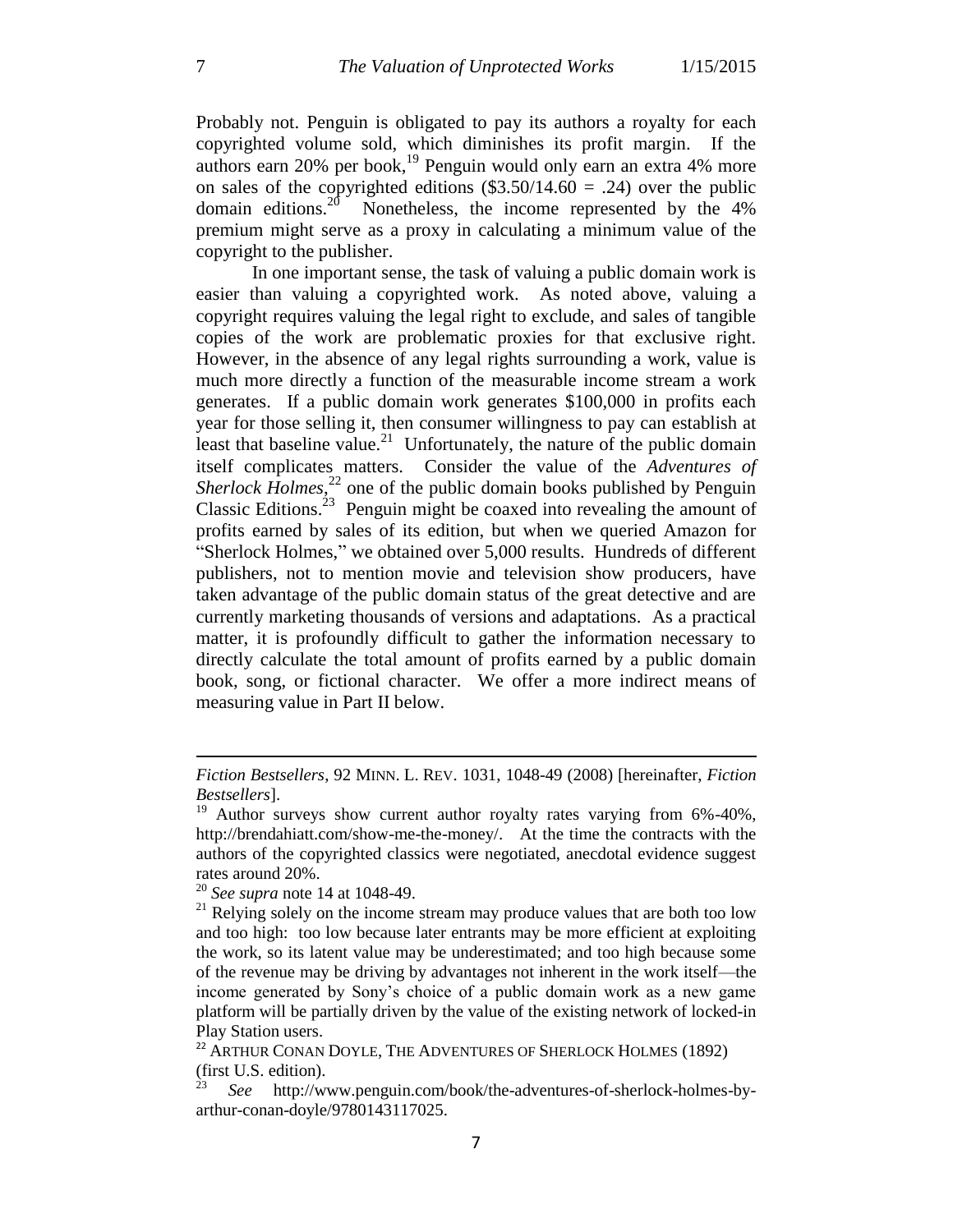Probably not. Penguin is obligated to pay its authors a royalty for each copyrighted volume sold, which diminishes its profit margin. If the authors earn 20% per book,[19] Penguin would only earn an extra 4% more on sales of the copyrighted editions ($3.50/14.60 = .24) over the public domain editions.[20] Nonetheless, the income represented by the 4% premium might serve as a proxy in calculating a minimum value of the copyright to the publisher.

In one important sense, the task of valuing a public domain work is easier than valuing a copyrighted work. As noted above, valuing a copyright requires valuing the legal right to exclude, and sales of tangible copies of the work are problematic proxies for that exclusive right. However, in the absence of any legal rights surrounding a work, value is much more directly a function of the measurable income stream a work generates. If a public domain work generates $100,000 in profits each year for those selling it, then consumer willingness to pay can establish at least that baseline value.[21] Unfortunately, the nature of the public domain itself complicates matters. Consider the value of the *Adventures of Sherlock Holmes*,[22] one of the public domain books published by Penguin Classic Editions.[23] Penguin might be coaxed into revealing the amount of profits earned by sales of its edition, but when we queried Amazon for "Sherlock Holmes," we obtained over 5,000 results. Hundreds of different publishers, not to mention movie and television show producers, have taken advantage of the public domain status of the great detective and are currently marketing thousands of versions and adaptations. As a practical matter, it is profoundly difficult to gather the information necessary to directly calculate the total amount of profits earned by a public domain book, song, or fictional character. We offer a more indirect means of measuring value in Part II below.

---

*Fiction Bestsellers*, 92 MINN. L. REV. 1031, 1048-49 (2008) [hereinafter, *Fiction Bestsellers*].

[19] Author surveys show current author royalty rates varying from 6%-40%, http://brendahiatt.com/show-me-the-money/. At the time the contracts with the authors of the copyrighted classics were negotiated, anecdotal evidence suggest rates around 20%.

[20] *See supra* note 14 at 1048-49.

[21] Relying solely on the income stream may produce values that are both too low and too high: too low because later entrants may be more efficient at exploiting the work, so its latent value may be underestimated; and too high because some of the revenue may be driving by advantages not inherent in the work itself—the income generated by Sony's choice of a public domain work as a new game platform will be partially driven by the value of the existing network of locked-in Play Station users.

[22] ARTHUR CONAN DOYLE, THE ADVENTURES OF SHERLOCK HOLMES (1892) (first U.S. edition).

[23] *See* http://www.penguin.com/book/the-adventures-of-sherlock-holmes-by-arthur-conan-doyle/9780143117025.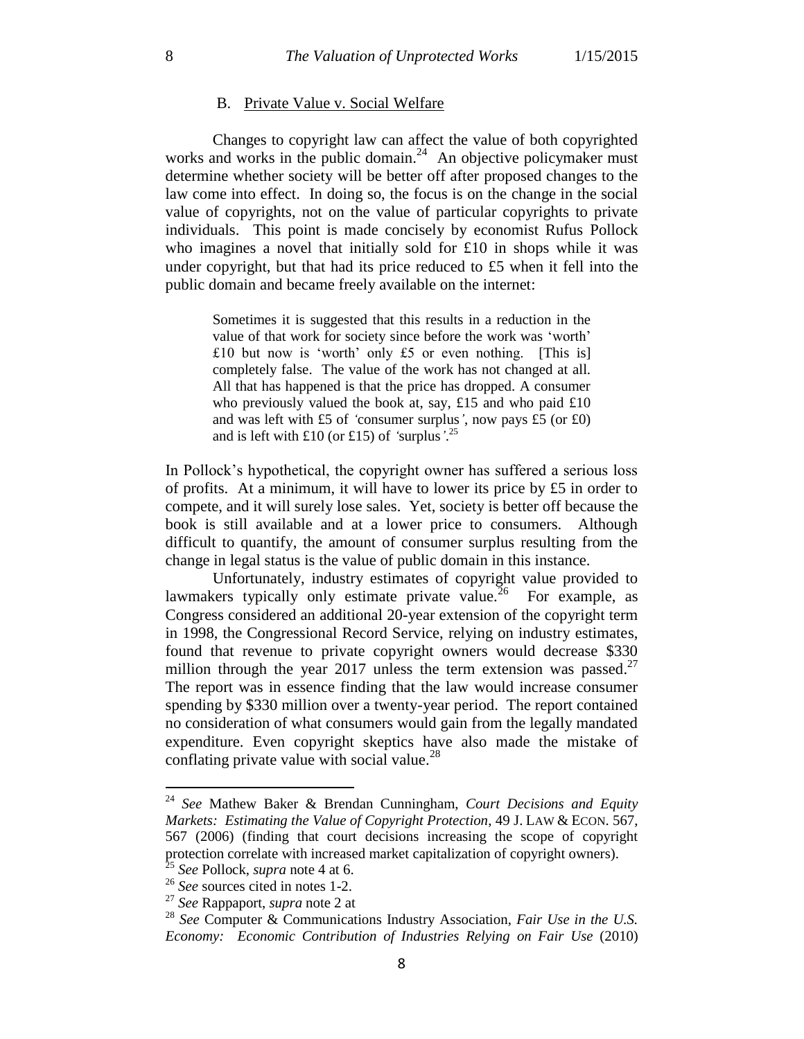### B. Private Value v. Social Welfare

Changes to copyright law can affect the value of both copyrighted works and works in the public domain.[24] An objective policymaker must determine whether society will be better off after proposed changes to the law come into effect. In doing so, the focus is on the change in the social value of copyrights, not on the value of particular copyrights to private individuals. This point is made concisely by economist Rufus Pollock who imagines a novel that initially sold for £10 in shops while it was under copyright, but that had its price reduced to £5 when it fell into the public domain and became freely available on the internet:

> Sometimes it is suggested that this results in a reduction in the value of that work for society since before the work was 'worth' £10 but now is 'worth' only £5 or even nothing. [This is] completely false. The value of the work has not changed at all. All that has happened is that the price has dropped. A consumer who previously valued the book at, say, £15 and who paid £10 and was left with £5 of *'*consumer surplus*'*, now pays £5 (or £0) and is left with £10 (or £15) of *'*surplus*'*.[25]

In Pollock's hypothetical, the copyright owner has suffered a serious loss of profits. At a minimum, it will have to lower its price by £5 in order to compete, and it will surely lose sales. Yet, society is better off because the book is still available and at a lower price to consumers. Although difficult to quantify, the amount of consumer surplus resulting from the change in legal status is the value of public domain in this instance.

Unfortunately, industry estimates of copyright value provided to lawmakers typically only estimate private value.[26] For example, as Congress considered an additional 20-year extension of the copyright term in 1998, the Congressional Record Service, relying on industry estimates, found that revenue to private copyright owners would decrease $330 million through the year 2017 unless the term extension was passed.[27] The report was in essence finding that the law would increase consumer spending by $330 million over a twenty-year period. The report contained no consideration of what consumers would gain from the legally mandated expenditure. Even copyright skeptics have also made the mistake of conflating private value with social value.[28]

---

[24] *See* Mathew Baker & Brendan Cunningham, *Court Decisions and Equity Markets: Estimating the Value of Copyright Protection*, 49 J. LAW & ECON. 567, 567 (2006) (finding that court decisions increasing the scope of copyright protection correlate with increased market capitalization of copyright owners).

[25] *See* Pollock, *supra* note 4 at 6.

[26] *See* sources cited in notes 1-2.

[27] *See* Rappaport, *supra* note 2 at

[28] *See* Computer & Communications Industry Association, *Fair Use in the U.S. Economy: Economic Contribution of Industries Relying on Fair Use* (2010)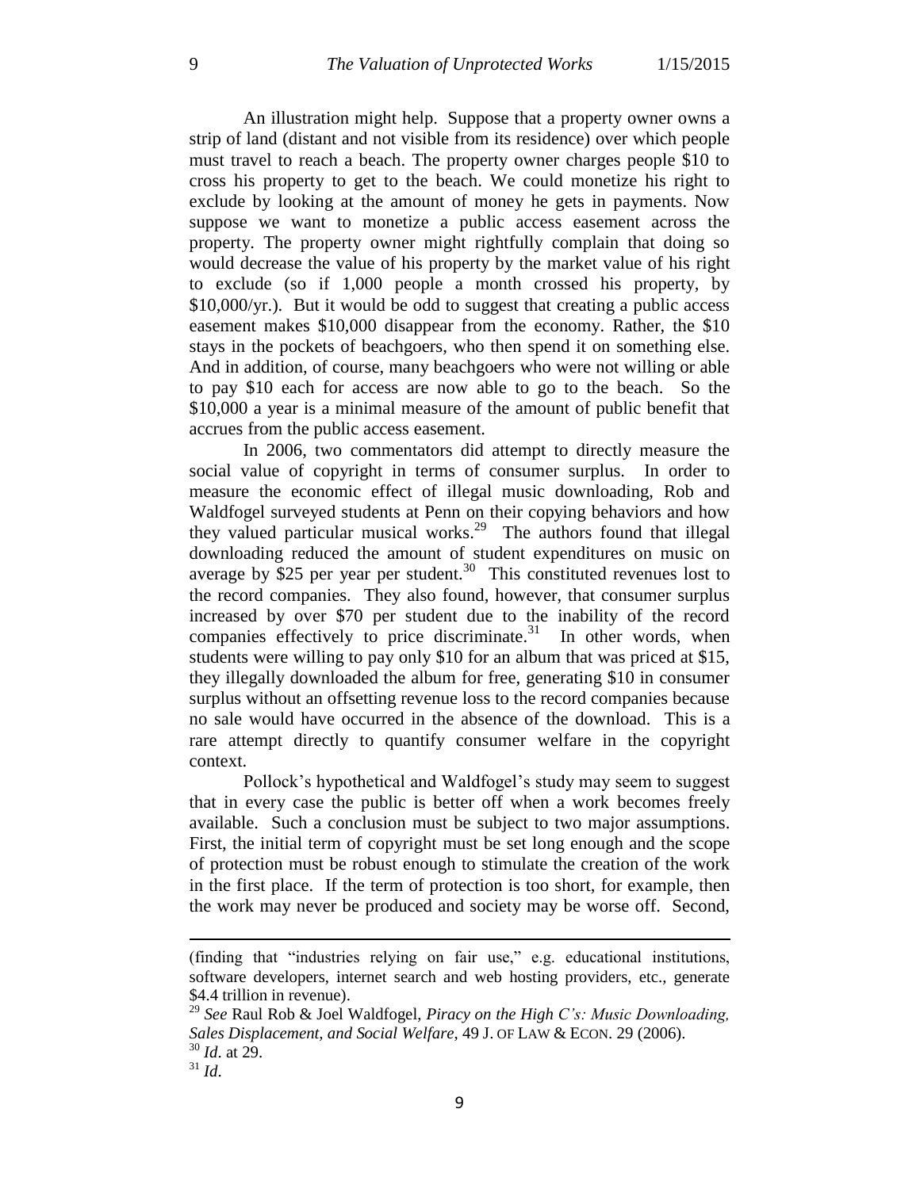An illustration might help. Suppose that a property owner owns a strip of land (distant and not visible from its residence) over which people must travel to reach a beach. The property owner charges people $10 to cross his property to get to the beach. We could monetize his right to exclude by looking at the amount of money he gets in payments. Now suppose we want to monetize a public access easement across the property. The property owner might rightfully complain that doing so would decrease the value of his property by the market value of his right to exclude (so if 1,000 people a month crossed his property, by $10,000/yr.). But it would be odd to suggest that creating a public access easement makes $10,000 disappear from the economy. Rather, the $10 stays in the pockets of beachgoers, who then spend it on something else. And in addition, of course, many beachgoers who were not willing or able to pay $10 each for access are now able to go to the beach. So the $10,000 a year is a minimal measure of the amount of public benefit that accrues from the public access easement.

In 2006, two commentators did attempt to directly measure the social value of copyright in terms of consumer surplus. In order to measure the economic effect of illegal music downloading, Rob and Waldfogel surveyed students at Penn on their copying behaviors and how they valued particular musical works.[29] The authors found that illegal downloading reduced the amount of student expenditures on music on average by $25 per year per student.[30] This constituted revenues lost to the record companies. They also found, however, that consumer surplus increased by over $70 per student due to the inability of the record companies effectively to price discriminate.[31] In other words, when students were willing to pay only $10 for an album that was priced at $15, they illegally downloaded the album for free, generating $10 in consumer surplus without an offsetting revenue loss to the record companies because no sale would have occurred in the absence of the download. This is a rare attempt directly to quantify consumer welfare in the copyright context.

Pollock's hypothetical and Waldfogel's study may seem to suggest that in every case the public is better off when a work becomes freely available. Such a conclusion must be subject to two major assumptions. First, the initial term of copyright must be set long enough and the scope of protection must be robust enough to stimulate the creation of the work in the first place. If the term of protection is too short, for example, then the work may never be produced and society may be worse off. Second,

---

(finding that "industries relying on fair use," e.g. educational institutions, software developers, internet search and web hosting providers, etc., generate $4.4 trillion in revenue).

[29] *See* Raul Rob & Joel Waldfogel, *Piracy on the High C's: Music Downloading, Sales Displacement, and Social Welfare*, 49 J. OF LAW & ECON. 29 (2006).

[30] *Id*. at 29.

[31] *Id*.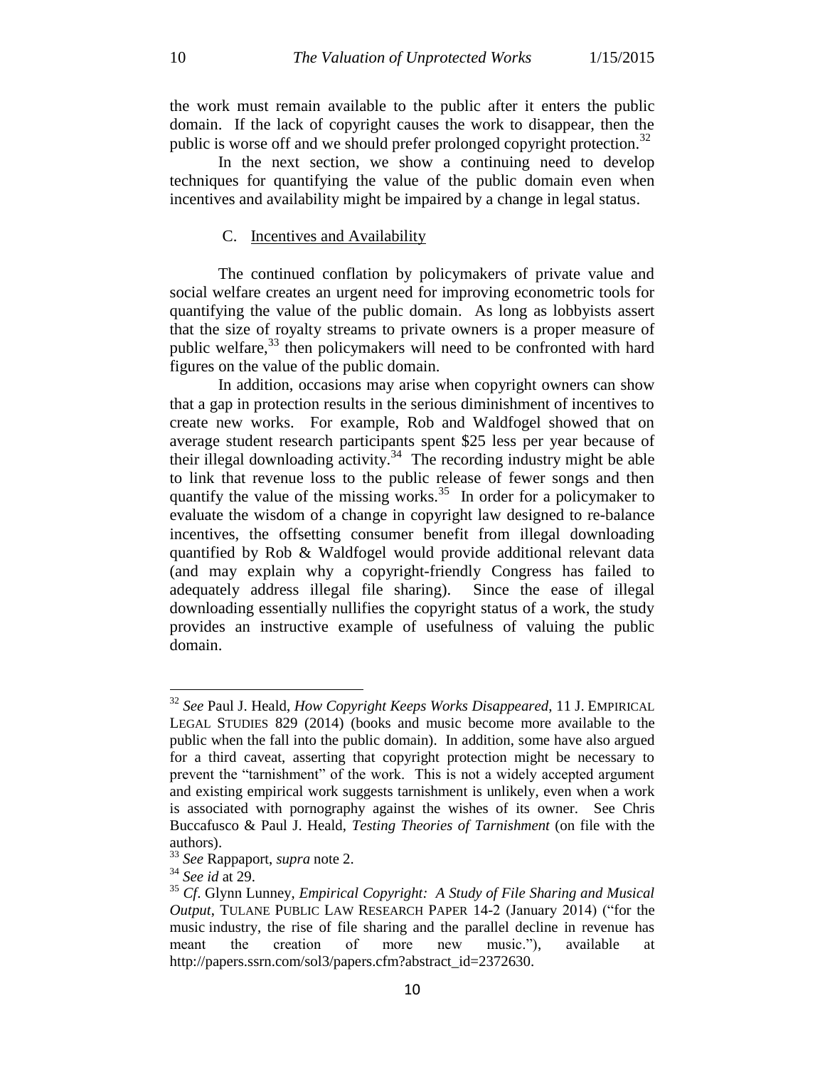the work must remain available to the public after it enters the public domain. If the lack of copyright causes the work to disappear, then the public is worse off and we should prefer prolonged copyright protection.[32]

In the next section, we show a continuing need to develop techniques for quantifying the value of the public domain even when incentives and availability might be impaired by a change in legal status.

### C. Incentives and Availability

The continued conflation by policymakers of private value and social welfare creates an urgent need for improving econometric tools for quantifying the value of the public domain. As long as lobbyists assert that the size of royalty streams to private owners is a proper measure of public welfare,[33] then policymakers will need to be confronted with hard figures on the value of the public domain.

In addition, occasions may arise when copyright owners can show that a gap in protection results in the serious diminishment of incentives to create new works. For example, Rob and Waldfogel showed that on average student research participants spent $25 less per year because of their illegal downloading activity.[34] The recording industry might be able to link that revenue loss to the public release of fewer songs and then quantify the value of the missing works.[35] In order for a policymaker to evaluate the wisdom of a change in copyright law designed to re-balance incentives, the offsetting consumer benefit from illegal downloading quantified by Rob & Waldfogel would provide additional relevant data (and may explain why a copyright-friendly Congress has failed to adequately address illegal file sharing). Since the ease of illegal downloading essentially nullifies the copyright status of a work, the study provides an instructive example of usefulness of valuing the public domain.

---

[32] *See* Paul J. Heald, *How Copyright Keeps Works Disappeared*, 11 J. EMPIRICAL LEGAL STUDIES 829 (2014) (books and music become more available to the public when the fall into the public domain). In addition, some have also argued for a third caveat, asserting that copyright protection might be necessary to prevent the "tarnishment" of the work. This is not a widely accepted argument and existing empirical work suggests tarnishment is unlikely, even when a work is associated with pornography against the wishes of its owner. See Chris Buccafusco & Paul J. Heald, *Testing Theories of Tarnishment* (on file with the authors).

[33] *See* Rappaport, *supra* note 2.

[34] *See id* at 29.

[35] *Cf*. Glynn Lunney, *Empirical Copyright: A Study of File Sharing and Musical Output*, TULANE PUBLIC LAW RESEARCH PAPER 14-2 (January 2014) ("for the music industry, the rise of file sharing and the parallel decline in revenue has meant the creation of more new music."), available at http://papers.ssrn.com/sol3/papers.cfm?abstract_id=2372630.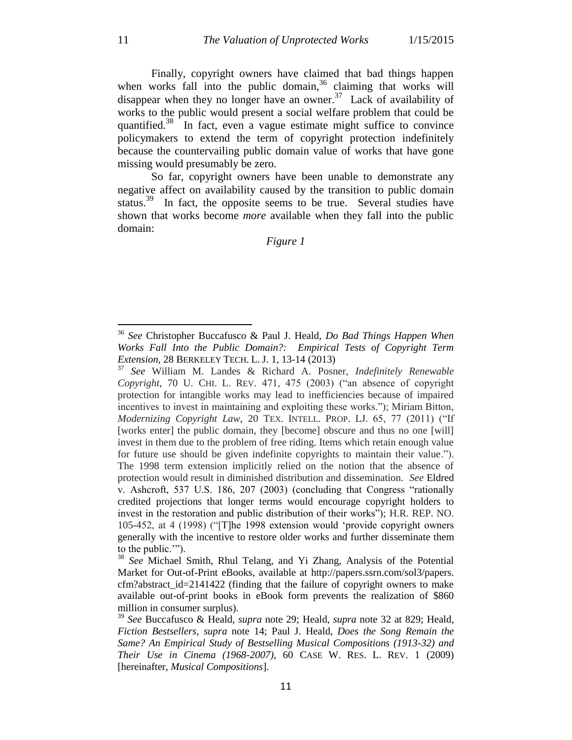Finally, copyright owners have claimed that bad things happen when works fall into the public domain,[36] claiming that works will disappear when they no longer have an owner.[37] Lack of availability of works to the public would present a social welfare problem that could be quantified.[38] In fact, even a vague estimate might suffice to convince policymakers to extend the term of copyright protection indefinitely because the countervailing public domain value of works that have gone missing would presumably be zero.

So far, copyright owners have been unable to demonstrate any negative affect on availability caused by the transition to public domain status.[39] In fact, the opposite seems to be true. Several studies have shown that works become *more* available when they fall into the public domain:

*Figure 1*

---

[36] *See* Christopher Buccafusco & Paul J. Heald, *Do Bad Things Happen When Works Fall Into the Public Domain?: Empirical Tests of Copyright Term Extension*, 28 BERKELEY TECH. L. J. 1, 13-14 (2013)

[37] *See* William M. Landes & Richard A. Posner, *Indefinitely Renewable Copyright*, 70 U. CHI. L. REV. 471, 475 (2003) ("an absence of copyright protection for intangible works may lead to inefficiencies because of impaired incentives to invest in maintaining and exploiting these works."); Miriam Bitton, *Modernizing Copyright Law*, 20 TEX. INTELL. PROP. LJ. 65, 77 (2011) ("If [works enter] the public domain, they [become] obscure and thus no one [will] invest in them due to the problem of free riding. Items which retain enough value for future use should be given indefinite copyrights to maintain their value."). The 1998 term extension implicitly relied on the notion that the absence of protection would result in diminished distribution and dissemination. *See* Eldred v. Ashcroft, 537 U.S. 186, 207 (2003) (concluding that Congress "rationally credited projections that longer terms would encourage copyright holders to invest in the restoration and public distribution of their works"); H.R. REP. NO. 105-452, at 4 (1998) ("[T]he 1998 extension would 'provide copyright owners generally with the incentive to restore older works and further disseminate them to the public.'").

[38] *See* Michael Smith, Rhul Telang, and Yi Zhang, Analysis of the Potential Market for Out-of-Print eBooks, available at http://papers.ssrn.com/sol3/papers.cfm?abstract_id=2141422 (finding that the failure of copyright owners to make available out-of-print books in eBook form prevents the realization of $860 million in consumer surplus).

[39] *See* Buccafusco & Heald, *supra* note 29; Heald, *supra* note 32 at 829; Heald, *Fiction Bestsellers*, *supra* note 14; Paul J. Heald, *Does the Song Remain the Same? An Empirical Study of Bestselling Musical Compositions (1913-32) and Their Use in Cinema (1968-2007)*, 60 CASE W. RES. L. REV. 1 (2009) [hereinafter, *Musical Compositions*].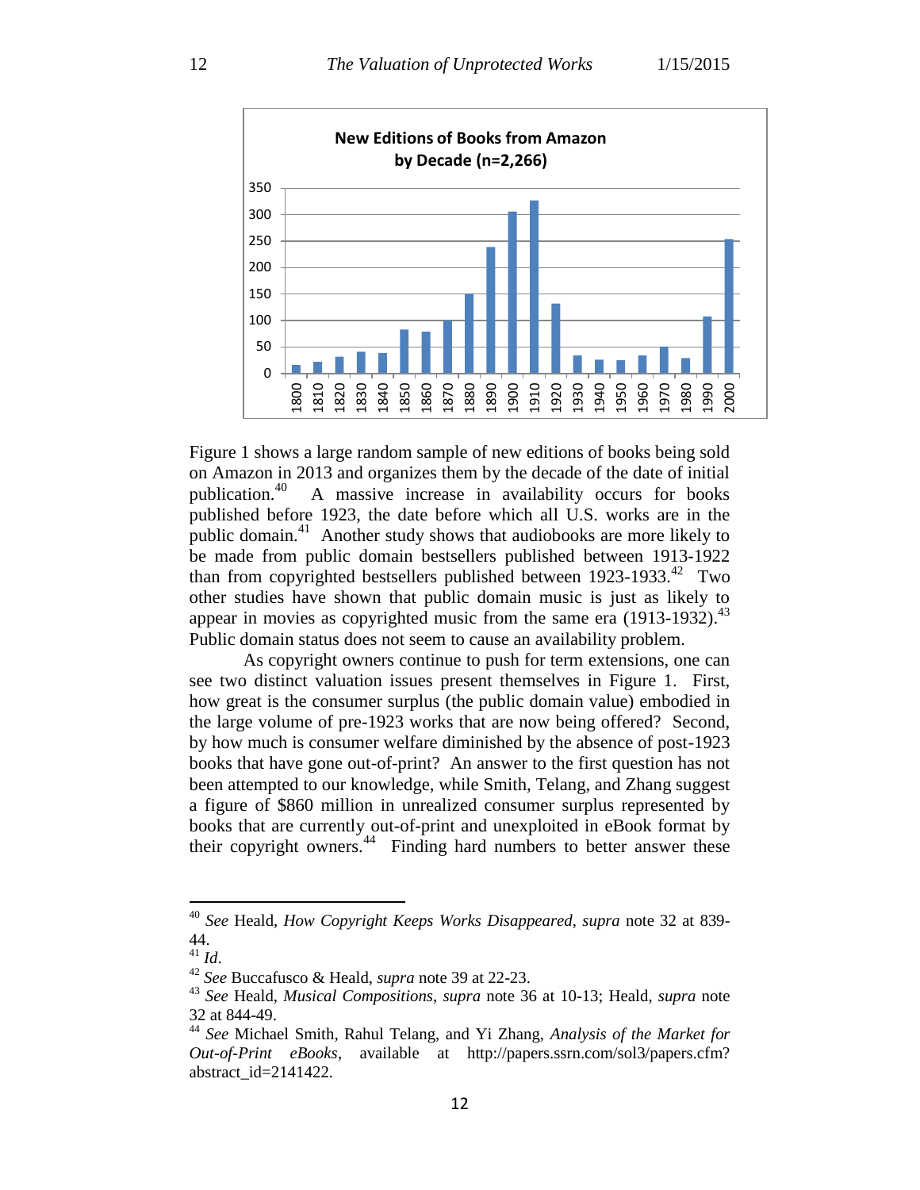**New Editions of Books from Amazon by Decade (n=2,266)**

Figure 1 shows a large random sample of new editions of books being sold on Amazon in 2013 and organizes them by the decade of the date of initial publication.[40] A massive increase in availability occurs for books published before 1923, the date before which all U.S. works are in the public domain.[41] Another study shows that audiobooks are more likely to be made from public domain bestsellers published between 1913-1922 than from copyrighted bestsellers published between 1923-1933.[42] Two other studies have shown that public domain music is just as likely to appear in movies as copyrighted music from the same era (1913-1932).[43] Public domain status does not seem to cause an availability problem.

As copyright owners continue to push for term extensions, one can see two distinct valuation issues present themselves in Figure 1. First, how great is the consumer surplus (the public domain value) embodied in the large volume of pre-1923 works that are now being offered? Second, by how much is consumer welfare diminished by the absence of post-1923 books that have gone out-of-print? An answer to the first question has not been attempted to our knowledge, while Smith, Telang, and Zhang suggest a figure of $860 million in unrealized consumer surplus represented by books that are currently out-of-print and unexploited in eBook format by their copyright owners.[44] Finding hard numbers to better answer these

---

[40] *See* Heald, *How Copyright Keeps Works Disappeared*, *supra* note 32 at 839-44.

[41] *Id*.

[42] *See* Buccafusco & Heald, *supra* note 39 at 22-23.

[43] *See* Heald, *Musical Compositions*, *supra* note 36 at 10-13; Heald, *supra* note 32 at 844-49.

[44] *See* Michael Smith, Rahul Telang, and Yi Zhang, *Analysis of the Market for Out-of-Print eBooks*, available at http://papers.ssrn.com/sol3/papers.cfm?abstract_id=2141422.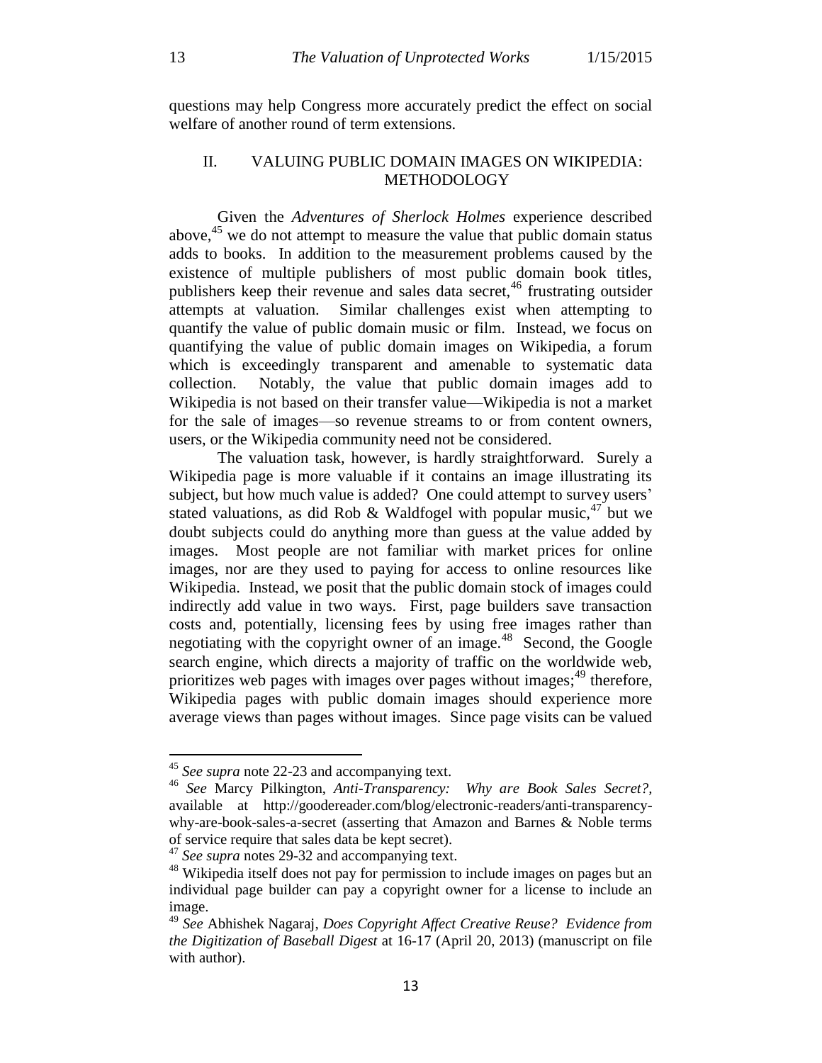questions may help Congress more accurately predict the effect on social welfare of another round of term extensions.

## II. VALUING PUBLIC DOMAIN IMAGES ON WIKIPEDIA: METHODOLOGY

Given the *Adventures of Sherlock Holmes* experience described above,[45] we do not attempt to measure the value that public domain status adds to books. In addition to the measurement problems caused by the existence of multiple publishers of most public domain book titles, publishers keep their revenue and sales data secret,[46] frustrating outsider attempts at valuation. Similar challenges exist when attempting to quantify the value of public domain music or film. Instead, we focus on quantifying the value of public domain images on Wikipedia, a forum which is exceedingly transparent and amenable to systematic data collection. Notably, the value that public domain images add to Wikipedia is not based on their transfer value—Wikipedia is not a market for the sale of images—so revenue streams to or from content owners, users, or the Wikipedia community need not be considered.

The valuation task, however, is hardly straightforward. Surely a Wikipedia page is more valuable if it contains an image illustrating its subject, but how much value is added? One could attempt to survey users' stated valuations, as did Rob & Waldfogel with popular music,[47] but we doubt subjects could do anything more than guess at the value added by images. Most people are not familiar with market prices for online images, nor are they used to paying for access to online resources like Wikipedia. Instead, we posit that the public domain stock of images could indirectly add value in two ways. First, page builders save transaction costs and, potentially, licensing fees by using free images rather than negotiating with the copyright owner of an image.[48] Second, the Google search engine, which directs a majority of traffic on the worldwide web, prioritizes web pages with images over pages without images;[49] therefore, Wikipedia pages with public domain images should experience more average views than pages without images. Since page visits can be valued

---

[45] *See supra* note 22-23 and accompanying text.

[46] *See* Marcy Pilkington, *Anti-Transparency: Why are Book Sales Secret?*, available at http://goodereader.com/blog/electronic-readers/anti-transparency-why-are-book-sales-a-secret (asserting that Amazon and Barnes & Noble terms of service require that sales data be kept secret).

[47] *See supra* notes 29-32 and accompanying text.

[48] Wikipedia itself does not pay for permission to include images on pages but an individual page builder can pay a copyright owner for a license to include an image.

[49] *See* Abhishek Nagaraj, *Does Copyright Affect Creative Reuse? Evidence from the Digitization of Baseball Digest* at 16-17 (April 20, 2013) (manuscript on file with author).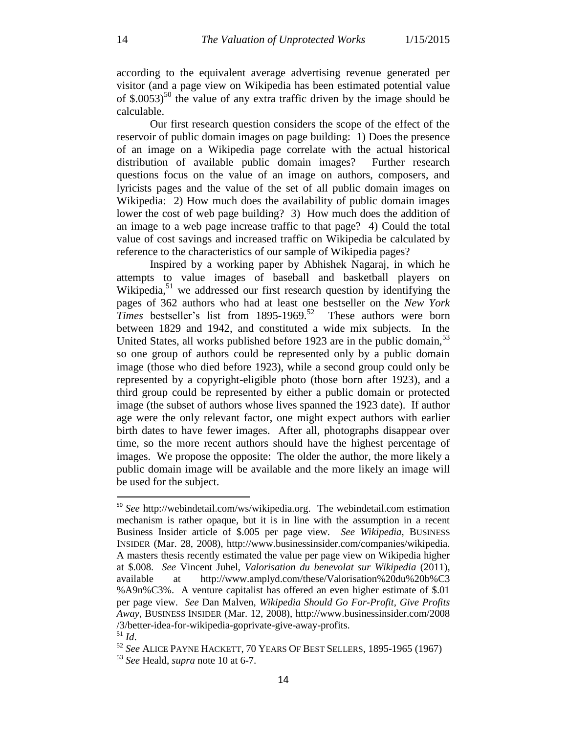according to the equivalent average advertising revenue generated per visitor (and a page view on Wikipedia has been estimated potential value of $.0053)[50] the value of any extra traffic driven by the image should be calculable.

Our first research question considers the scope of the effect of the reservoir of public domain images on page building: 1) Does the presence of an image on a Wikipedia page correlate with the actual historical distribution of available public domain images? Further research questions focus on the value of an image on authors, composers, and lyricists pages and the value of the set of all public domain images on Wikipedia: 2) How much does the availability of public domain images lower the cost of web page building? 3) How much does the addition of an image to a web page increase traffic to that page? 4) Could the total value of cost savings and increased traffic on Wikipedia be calculated by reference to the characteristics of our sample of Wikipedia pages?

Inspired by a working paper by Abhishek Nagaraj, in which he attempts to value images of baseball and basketball players on Wikipedia,[51] we addressed our first research question by identifying the pages of 362 authors who had at least one bestseller on the *New York Times* bestseller's list from 1895-1969.[52] These authors were born between 1829 and 1942, and constituted a wide mix subjects. In the United States, all works published before 1923 are in the public domain,[53] so one group of authors could be represented only by a public domain image (those who died before 1923), while a second group could only be represented by a copyright-eligible photo (those born after 1923), and a third group could be represented by either a public domain or protected image (the subset of authors whose lives spanned the 1923 date). If author age were the only relevant factor, one might expect authors with earlier birth dates to have fewer images. After all, photographs disappear over time, so the more recent authors should have the highest percentage of images. We propose the opposite: The older the author, the more likely a public domain image will be available and the more likely an image will be used for the subject.

---

[50] *See* http://webindetail.com/ws/wikipedia.org. The webindetail.com estimation mechanism is rather opaque, but it is in line with the assumption in a recent Business Insider article of $.005 per page view. *See Wikipedia*, BUSINESS INSIDER (Mar. 28, 2008), http://www.businessinsider.com/companies/wikipedia. A masters thesis recently estimated the value per page view on Wikipedia higher at $.008. *See* Vincent Juhel, *Valorisation du benevolat sur Wikipedia* (2011), available at http://www.amplyd.com/these/Valorisation%20du%20b%C3%A9n%C3%. A venture capitalist has offered an even higher estimate of $.01 per page view. *See* Dan Malven, *Wikipedia Should Go For-Profit, Give Profits Away*, BUSINESS INSIDER (Mar. 12, 2008), http://www.businessinsider.com/2008/3/better-idea-for-wikipedia-goprivate-give-away-profits.

[51] *Id*.

[52] *See* ALICE PAYNE HACKETT, 70 YEARS OF BEST SELLERS, 1895-1965 (1967)

[53] *See* Heald, *supra* note 10 at 6-7.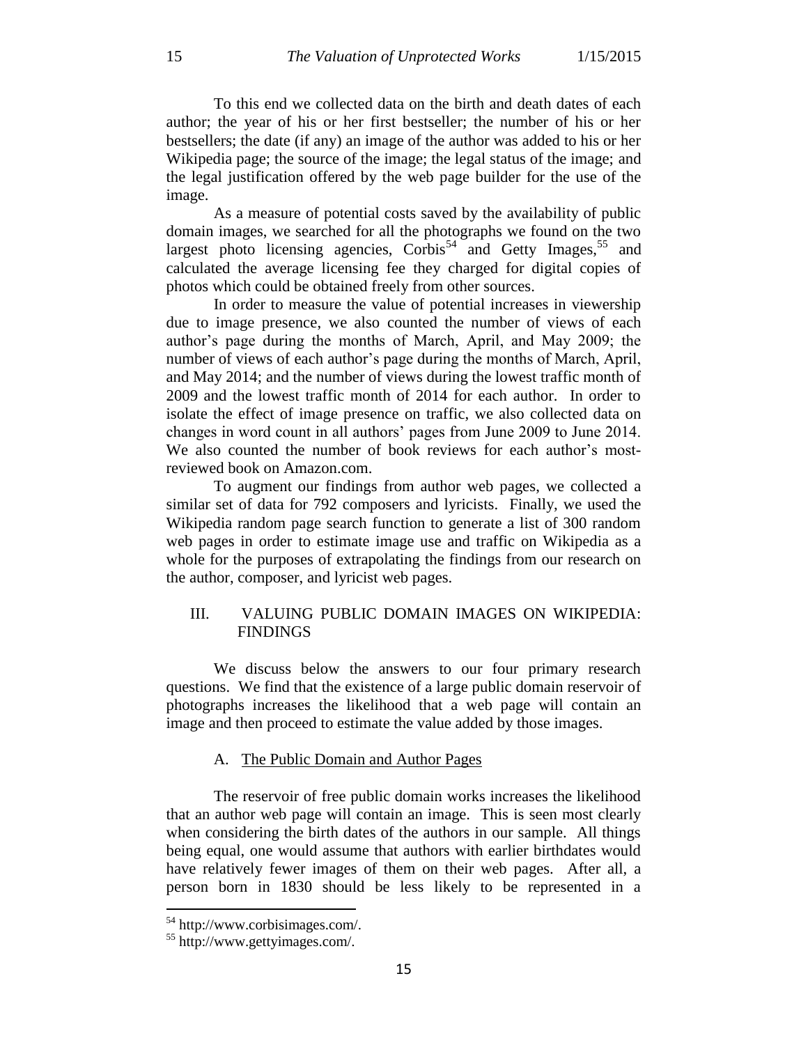To this end we collected data on the birth and death dates of each author; the year of his or her first bestseller; the number of his or her bestsellers; the date (if any) an image of the author was added to his or her Wikipedia page; the source of the image; the legal status of the image; and the legal justification offered by the web page builder for the use of the image.

As a measure of potential costs saved by the availability of public domain images, we searched for all the photographs we found on the two largest photo licensing agencies, Corbis[54] and Getty Images,[55] and calculated the average licensing fee they charged for digital copies of photos which could be obtained freely from other sources.

In order to measure the value of potential increases in viewership due to image presence, we also counted the number of views of each author's page during the months of March, April, and May 2009; the number of views of each author's page during the months of March, April, and May 2014; and the number of views during the lowest traffic month of 2009 and the lowest traffic month of 2014 for each author. In order to isolate the effect of image presence on traffic, we also collected data on changes in word count in all authors' pages from June 2009 to June 2014. We also counted the number of book reviews for each author's most-reviewed book on Amazon.com.

To augment our findings from author web pages, we collected a similar set of data for 792 composers and lyricists. Finally, we used the Wikipedia random page search function to generate a list of 300 random web pages in order to estimate image use and traffic on Wikipedia as a whole for the purposes of extrapolating the findings from our research on the author, composer, and lyricist web pages.

## III. VALUING PUBLIC DOMAIN IMAGES ON WIKIPEDIA: FINDINGS

We discuss below the answers to our four primary research questions. We find that the existence of a large public domain reservoir of photographs increases the likelihood that a web page will contain an image and then proceed to estimate the value added by those images.

### A. The Public Domain and Author Pages

The reservoir of free public domain works increases the likelihood that an author web page will contain an image. This is seen most clearly when considering the birth dates of the authors in our sample. All things being equal, one would assume that authors with earlier birthdates would have relatively fewer images of them on their web pages. After all, a person born in 1830 should be less likely to be represented in a

[54] http://www.corbisimages.com/.

[55] http://www.gettyimages.com/.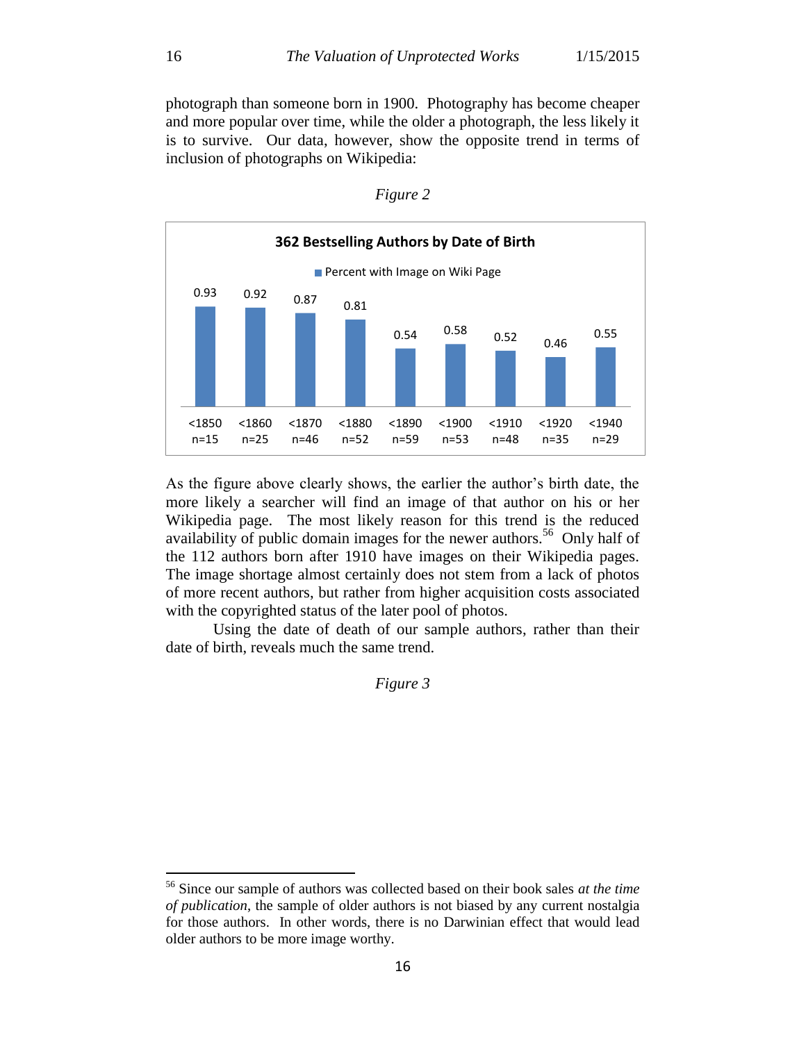photograph than someone born in 1900. Photography has become cheaper and more popular over time, while the older a photograph, the less likely it is to survive. Our data, however, show the opposite trend in terms of inclusion of photographs on Wikipedia:

*Figure 2*

**362 Bestselling Authors by Date of Birth**

Percent with Image on Wiki Page

| <1850 n=15 | <1860 n=25 | <1870 n=46 | <1880 n=52 | <1890 n=59 | <1900 n=53 | <1910 n=48 | <1920 n=35 | <1940 n=29 |
|---|---|---|---|---|---|---|---|---|
| 0.93 | 0.92 | 0.87 | 0.81 | 0.54 | 0.58 | 0.52 | 0.46 | 0.55 |

As the figure above clearly shows, the earlier the author's birth date, the more likely a searcher will find an image of that author on his or her Wikipedia page. The most likely reason for this trend is the reduced availability of public domain images for the newer authors.[56] Only half of the 112 authors born after 1910 have images on their Wikipedia pages. The image shortage almost certainly does not stem from a lack of photos of more recent authors, but rather from higher acquisition costs associated with the copyrighted status of the later pool of photos.

Using the date of death of our sample authors, rather than their date of birth, reveals much the same trend.

*Figure 3*

[56] Since our sample of authors was collected based on their book sales *at the time of publication*, the sample of older authors is not biased by any current nostalgia for those authors. In other words, there is no Darwinian effect that would lead older authors to be more image worthy.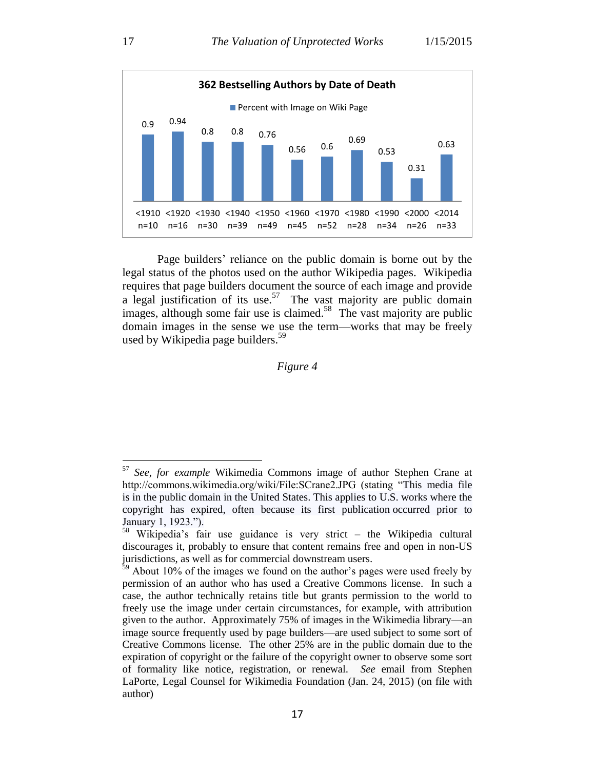**362 Bestselling Authors by Date of Death**

Percent with Image on Wiki Page

| <1910 n=10 | <1920 n=16 | <1930 n=30 | <1940 n=39 | <1950 n=49 | <1960 n=45 | <1970 n=52 | <1980 n=28 | <1990 n=34 | <2000 n=26 | <2014 n=33 |
|---|---|---|---|---|---|---|---|---|---|---|
| 0.9 | 0.94 | 0.8 | 0.8 | 0.76 | 0.56 | 0.6 | 0.69 | 0.53 | 0.31 | 0.63 |

Page builders' reliance on the public domain is borne out by the legal status of the photos used on the author Wikipedia pages. Wikipedia requires that page builders document the source of each image and provide a legal justification of its use.[57] The vast majority are public domain images, although some fair use is claimed.[58] The vast majority are public domain images in the sense we use the term—works that may be freely used by Wikipedia page builders.[59]

*Figure 4*

---

[57] *See, for example* Wikimedia Commons image of author Stephen Crane at http://commons.wikimedia.org/wiki/File:SCrane2.JPG (stating "This media file is in the public domain in the United States. This applies to U.S. works where the copyright has expired, often because its first publication occurred prior to January 1, 1923.").

[58] Wikipedia's fair use guidance is very strict – the Wikipedia cultural discourages it, probably to ensure that content remains free and open in non-US jurisdictions, as well as for commercial downstream users.

[59] About 10% of the images we found on the author's pages were used freely by permission of an author who has used a Creative Commons license. In such a case, the author technically retains title but grants permission to the world to freely use the image under certain circumstances, for example, with attribution given to the author. Approximately 75% of images in the Wikimedia library—an image source frequently used by page builders—are used subject to some sort of Creative Commons license. The other 25% are in the public domain due to the expiration of copyright or the failure of the copyright owner to observe some sort of formality like notice, registration, or renewal. *See* email from Stephen LaPorte, Legal Counsel for Wikimedia Foundation (Jan. 24, 2015) (on file with author)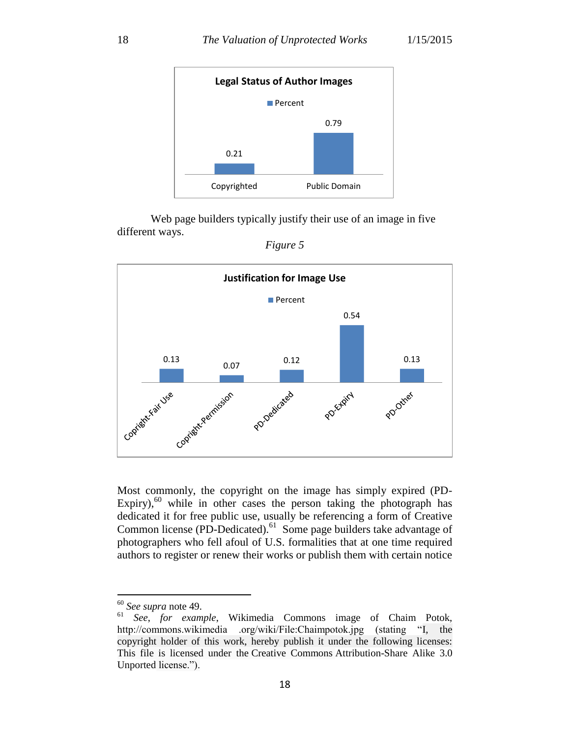**Legal Status of Author Images**

| | Percent |
|---|---|
| Copyrighted | 0.21 |
| Public Domain | 0.79 |

Web page builders typically justify their use of an image in five different ways.

*Figure 5*

**Justification for Image Use**

| | Percent |
|---|---|
| Copright-Fair Use | 0.13 |
| Copright-Permission | 0.07 |
| PD-Dedicated | 0.12 |
| PD-Expiry | 0.54 |
| PD-Other | 0.13 |

Most commonly, the copyright on the image has simply expired (PD-Expiry),[60] while in other cases the person taking the photograph has dedicated it for free public use, usually be referencing a form of Creative Common license (PD-Dedicated).[61] Some page builders take advantage of photographers who fell afoul of U.S. formalities that at one time required authors to register or renew their works or publish them with certain notice

---

[60] *See supra* note 49.

[61] *See*, *for example*, Wikimedia Commons image of Chaim Potok, http://commons.wikimedia .org/wiki/File:Chaimpotok.jpg (stating "I, the copyright holder of this work, hereby publish it under the following licenses: This file is licensed under the Creative Commons Attribution-Share Alike 3.0 Unported license.").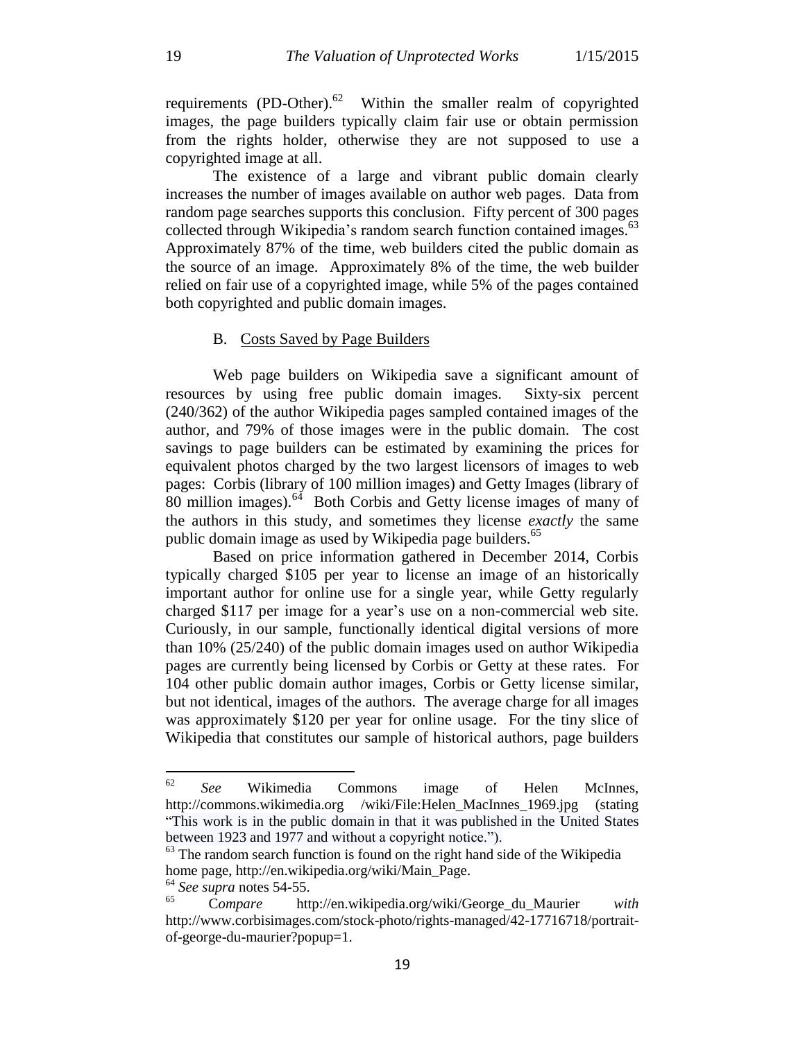requirements (PD-Other).[62] Within the smaller realm of copyrighted images, the page builders typically claim fair use or obtain permission from the rights holder, otherwise they are not supposed to use a copyrighted image at all.

The existence of a large and vibrant public domain clearly increases the number of images available on author web pages. Data from random page searches supports this conclusion. Fifty percent of 300 pages collected through Wikipedia's random search function contained images.[63] Approximately 87% of the time, web builders cited the public domain as the source of an image. Approximately 8% of the time, the web builder relied on fair use of a copyrighted image, while 5% of the pages contained both copyrighted and public domain images.

### B. Costs Saved by Page Builders

Web page builders on Wikipedia save a significant amount of resources by using free public domain images. Sixty-six percent (240/362) of the author Wikipedia pages sampled contained images of the author, and 79% of those images were in the public domain. The cost savings to page builders can be estimated by examining the prices for equivalent photos charged by the two largest licensors of images to web pages: Corbis (library of 100 million images) and Getty Images (library of 80 million images).[64] Both Corbis and Getty license images of many of the authors in this study, and sometimes they license *exactly* the same public domain image as used by Wikipedia page builders.[65]

Based on price information gathered in December 2014, Corbis typically charged $105 per year to license an image of an historically important author for online use for a single year, while Getty regularly charged $117 per image for a year's use on a non-commercial web site. Curiously, in our sample, functionally identical digital versions of more than 10% (25/240) of the public domain images used on author Wikipedia pages are currently being licensed by Corbis or Getty at these rates. For 104 other public domain author images, Corbis or Getty license similar, but not identical, images of the authors. The average charge for all images was approximately $120 per year for online usage. For the tiny slice of Wikipedia that constitutes our sample of historical authors, page builders

---

[62] *See* Wikimedia Commons image of Helen McInnes, http://commons.wikimedia.org /wiki/File:Helen_MacInnes_1969.jpg (stating "This work is in the public domain in that it was published in the United States between 1923 and 1977 and without a copyright notice.").

[63] The random search function is found on the right hand side of the Wikipedia home page, http://en.wikipedia.org/wiki/Main_Page.

[64] *See supra* notes 54-55.

[65] *Compare* http://en.wikipedia.org/wiki/George_du_Maurier *with* http://www.corbisimages.com/stock-photo/rights-managed/42-17716718/portrait-of-george-du-maurier?popup=1.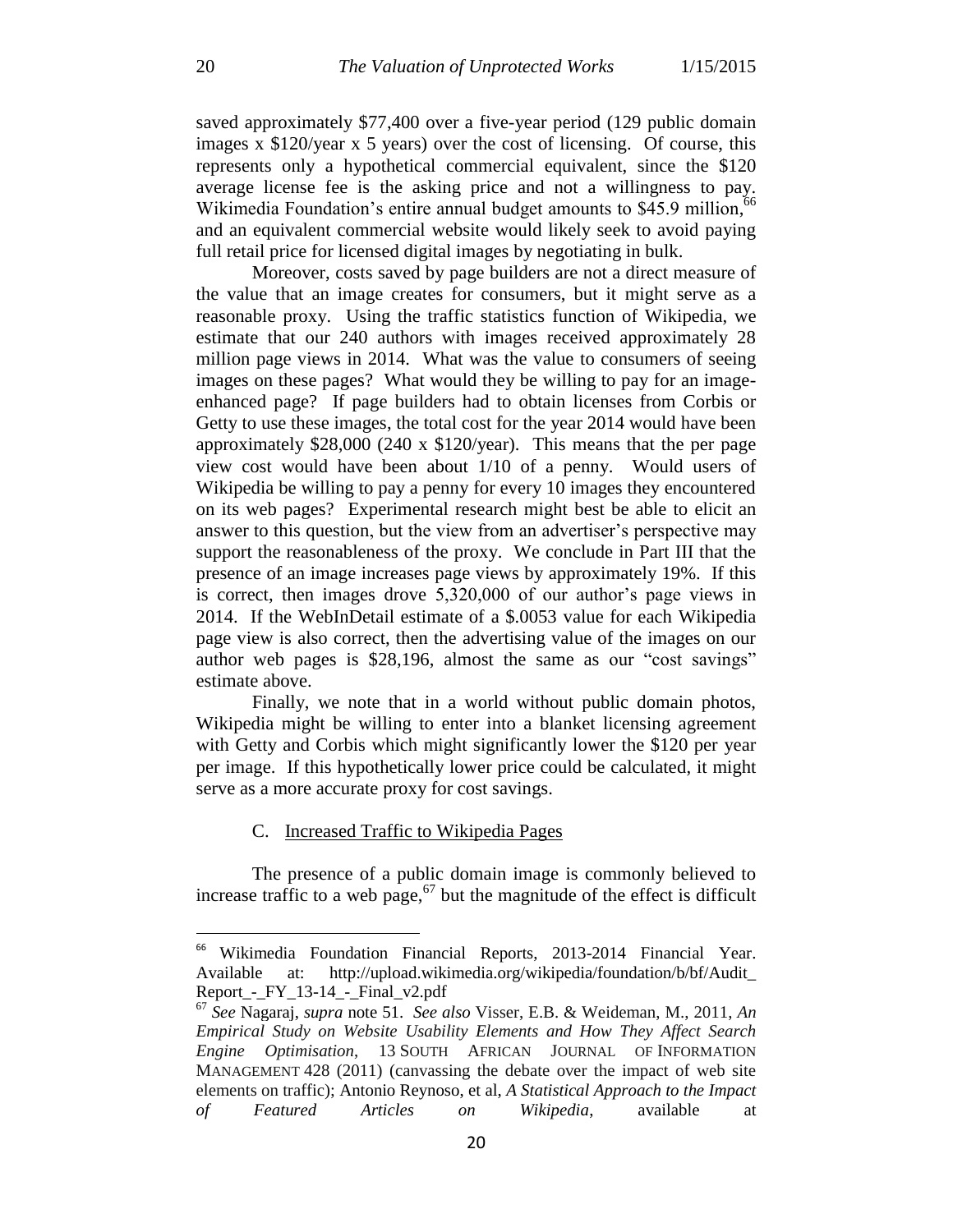saved approximately $77,400 over a five-year period (129 public domain images x $120/year x 5 years) over the cost of licensing. Of course, this represents only a hypothetical commercial equivalent, since the $120 average license fee is the asking price and not a willingness to pay. Wikimedia Foundation's entire annual budget amounts to $45.9 million,[66] and an equivalent commercial website would likely seek to avoid paying full retail price for licensed digital images by negotiating in bulk.

Moreover, costs saved by page builders are not a direct measure of the value that an image creates for consumers, but it might serve as a reasonable proxy. Using the traffic statistics function of Wikipedia, we estimate that our 240 authors with images received approximately 28 million page views in 2014. What was the value to consumers of seeing images on these pages? What would they be willing to pay for an image-enhanced page? If page builders had to obtain licenses from Corbis or Getty to use these images, the total cost for the year 2014 would have been approximately $28,000 (240 x $120/year). This means that the per page view cost would have been about 1/10 of a penny. Would users of Wikipedia be willing to pay a penny for every 10 images they encountered on its web pages? Experimental research might best be able to elicit an answer to this question, but the view from an advertiser's perspective may support the reasonableness of the proxy. We conclude in Part III that the presence of an image increases page views by approximately 19%. If this is correct, then images drove 5,320,000 of our author's page views in 2014. If the WebInDetail estimate of a $.0053 value for each Wikipedia page view is also correct, then the advertising value of the images on our author web pages is $28,196, almost the same as our "cost savings" estimate above.

Finally, we note that in a world without public domain photos, Wikipedia might be willing to enter into a blanket licensing agreement with Getty and Corbis which might significantly lower the $120 per year per image. If this hypothetically lower price could be calculated, it might serve as a more accurate proxy for cost savings.

### C. Increased Traffic to Wikipedia Pages

The presence of a public domain image is commonly believed to increase traffic to a web page,[67] but the magnitude of the effect is difficult

---

[66] Wikimedia Foundation Financial Reports, 2013-2014 Financial Year. Available at: http://upload.wikimedia.org/wikipedia/foundation/b/bf/Audit_Report_-_FY_13-14_-_Final_v2.pdf

[67] *See* Nagaraj, *supra* note 51. *See also* Visser, E.B. & Weideman, M., 2011, *An Empirical Study on Website Usability Elements and How They Affect Search Engine Optimisation*, 13 SOUTH AFRICAN JOURNAL OF INFORMATION MANAGEMENT 428 (2011) (canvassing the debate over the impact of web site elements on traffic); Antonio Reynoso, et al, *A Statistical Approach to the Impact of Featured Articles on Wikipedia*, available at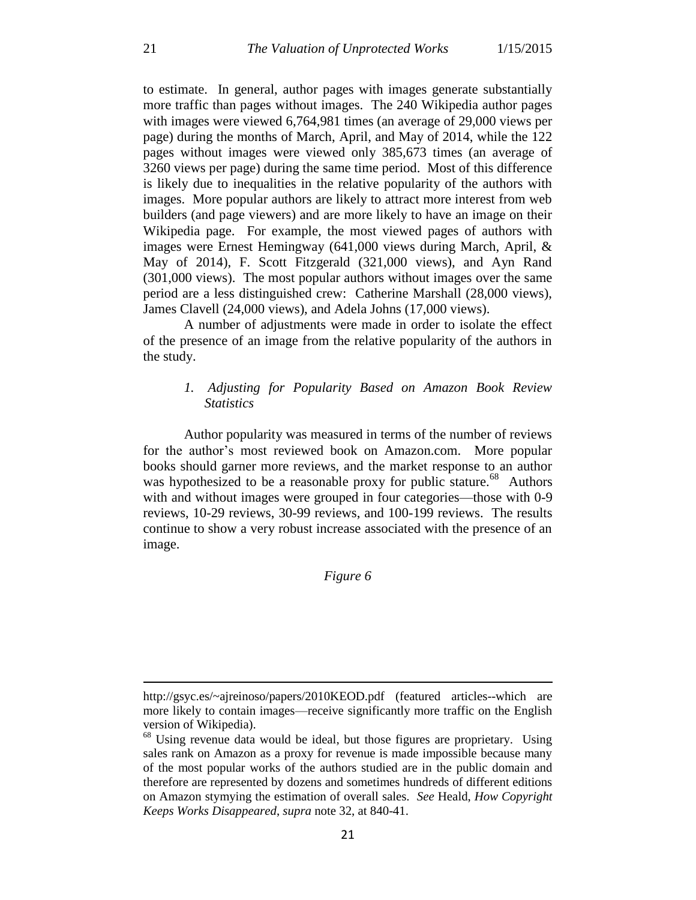to estimate. In general, author pages with images generate substantially more traffic than pages without images. The 240 Wikipedia author pages with images were viewed 6,764,981 times (an average of 29,000 views per page) during the months of March, April, and May of 2014, while the 122 pages without images were viewed only 385,673 times (an average of 3260 views per page) during the same time period. Most of this difference is likely due to inequalities in the relative popularity of the authors with images. More popular authors are likely to attract more interest from web builders (and page viewers) and are more likely to have an image on their Wikipedia page. For example, the most viewed pages of authors with images were Ernest Hemingway (641,000 views during March, April, & May of 2014), F. Scott Fitzgerald (321,000 views), and Ayn Rand (301,000 views). The most popular authors without images over the same period are a less distinguished crew: Catherine Marshall (28,000 views), James Clavell (24,000 views), and Adela Johns (17,000 views).

A number of adjustments were made in order to isolate the effect of the presence of an image from the relative popularity of the authors in the study.

*1. Adjusting for Popularity Based on Amazon Book Review Statistics*

Author popularity was measured in terms of the number of reviews for the author's most reviewed book on Amazon.com. More popular books should garner more reviews, and the market response to an author was hypothesized to be a reasonable proxy for public stature.[68] Authors with and without images were grouped in four categories—those with 0-9 reviews, 10-29 reviews, 30-99 reviews, and 100-199 reviews. The results continue to show a very robust increase associated with the presence of an image.

*Figure 6*

---

http://gsyc.es/~ajreinoso/papers/2010KEOD.pdf (featured articles--which are more likely to contain images—receive significantly more traffic on the English version of Wikipedia).

[68] Using revenue data would be ideal, but those figures are proprietary. Using sales rank on Amazon as a proxy for revenue is made impossible because many of the most popular works of the authors studied are in the public domain and therefore are represented by dozens and sometimes hundreds of different editions on Amazon stymying the estimation of overall sales. *See* Heald, *How Copyright Keeps Works Disappeared*, *supra* note 32, at 840-41.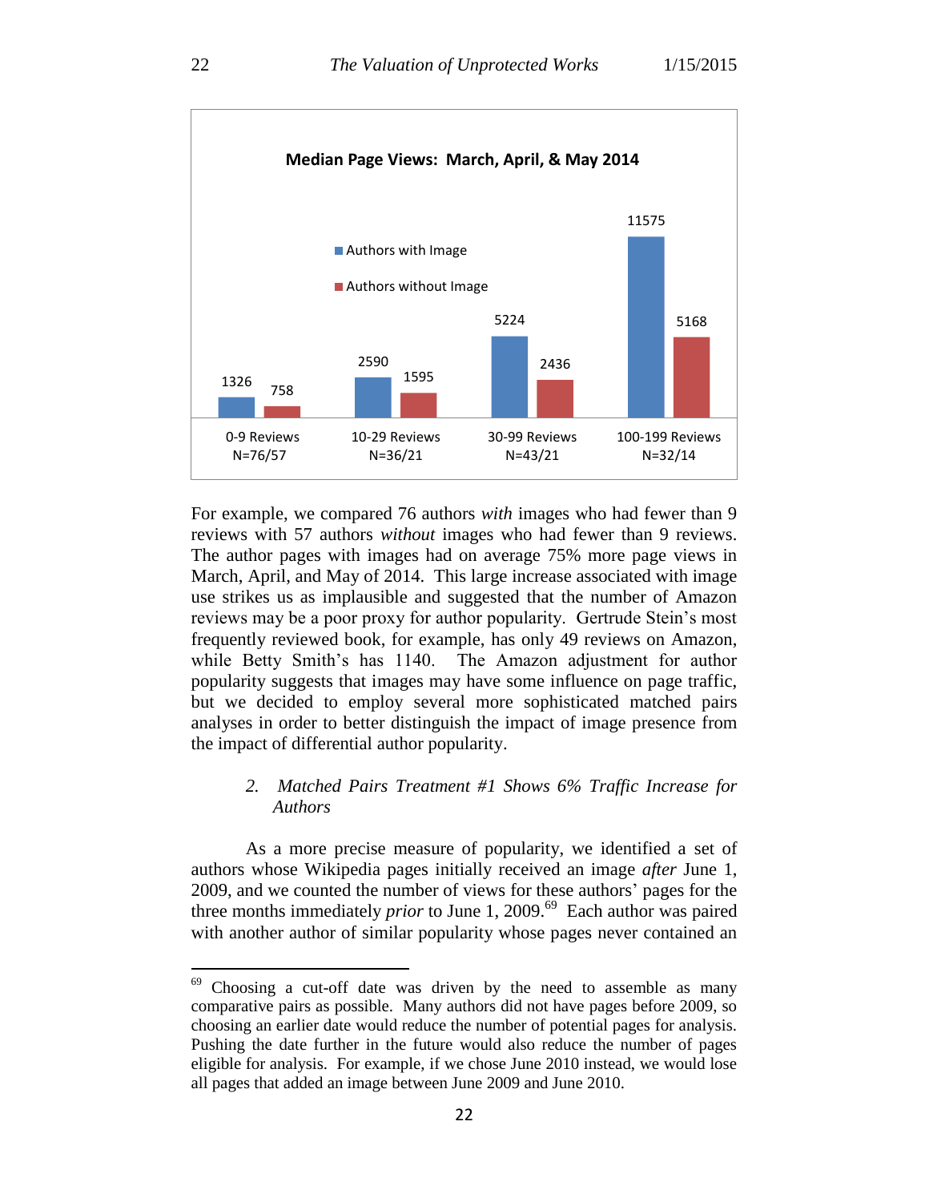**Median Page Views: March, April, & May 2014**

| | 0-9 Reviews N=76/57 | 10-29 Reviews N=36/21 | 30-99 Reviews N=43/21 | 100-199 Reviews N=32/14 |
|---|---|---|---|---|
| Authors with Image | 1326 | 2590 | 5224 | 11575 |
| Authors without Image | 758 | 1595 | 2436 | 5168 |

For example, we compared 76 authors *with* images who had fewer than 9 reviews with 57 authors *without* images who had fewer than 9 reviews. The author pages with images had on average 75% more page views in March, April, and May of 2014. This large increase associated with image use strikes us as implausible and suggested that the number of Amazon reviews may be a poor proxy for author popularity. Gertrude Stein's most frequently reviewed book, for example, has only 49 reviews on Amazon, while Betty Smith's has 1140. The Amazon adjustment for author popularity suggests that images may have some influence on page traffic, but we decided to employ several more sophisticated matched pairs analyses in order to better distinguish the impact of image presence from the impact of differential author popularity.

### *2. Matched Pairs Treatment #1 Shows 6% Traffic Increase for Authors*

As a more precise measure of popularity, we identified a set of authors whose Wikipedia pages initially received an image *after* June 1, 2009, and we counted the number of views for these authors' pages for the three months immediately *prior* to June 1, 2009.[69] Each author was paired with another author of similar popularity whose pages never contained an

[69] Choosing a cut-off date was driven by the need to assemble as many comparative pairs as possible. Many authors did not have pages before 2009, so choosing an earlier date would reduce the number of potential pages for analysis. Pushing the date further in the future would also reduce the number of pages eligible for analysis. For example, if we chose June 2010 instead, we would lose all pages that added an image between June 2009 and June 2010.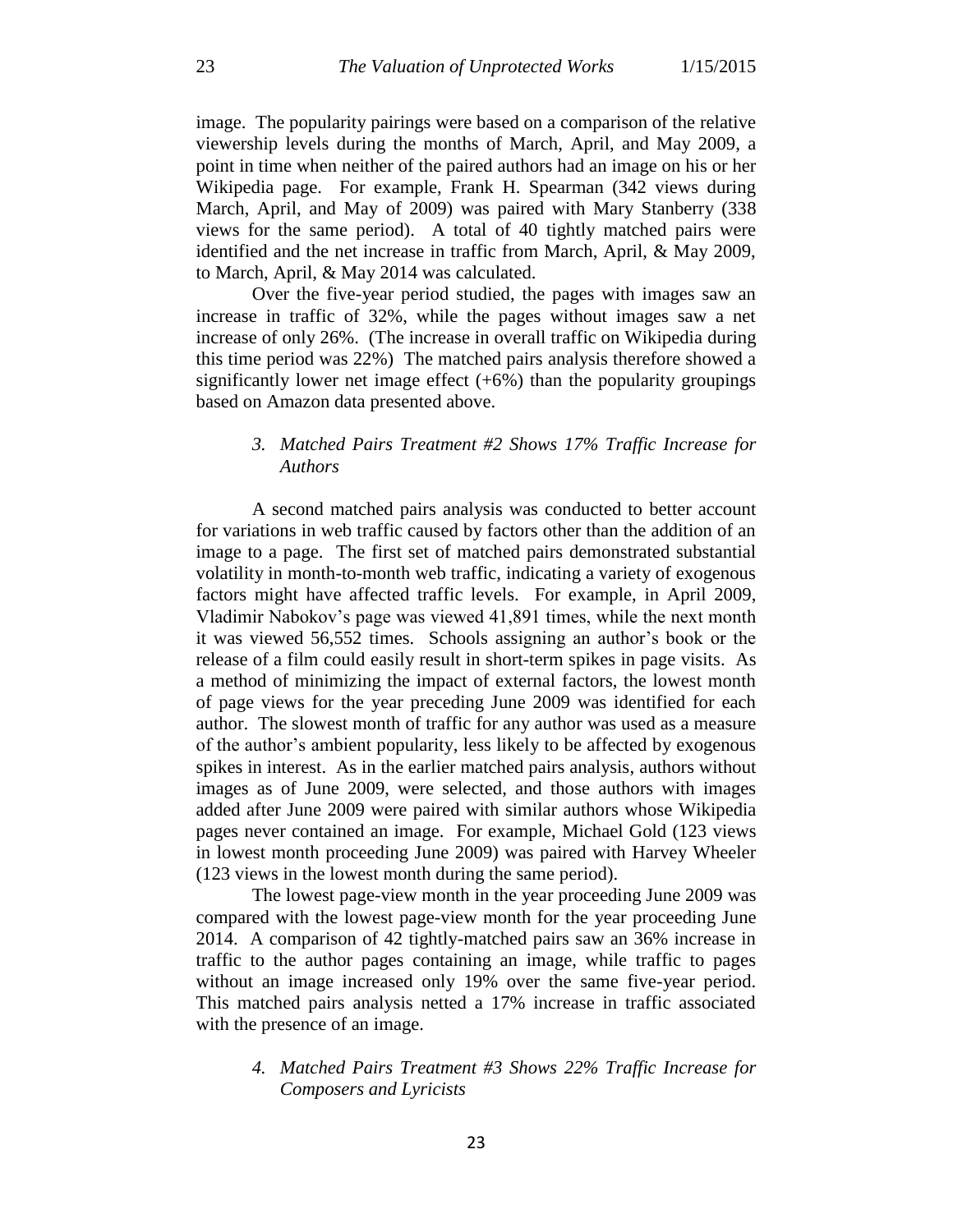image. The popularity pairings were based on a comparison of the relative viewership levels during the months of March, April, and May 2009, a point in time when neither of the paired authors had an image on his or her Wikipedia page. For example, Frank H. Spearman (342 views during March, April, and May of 2009) was paired with Mary Stanberry (338 views for the same period). A total of 40 tightly matched pairs were identified and the net increase in traffic from March, April, & May 2009, to March, April, & May 2014 was calculated.

Over the five-year period studied, the pages with images saw an increase in traffic of 32%, while the pages without images saw a net increase of only 26%. (The increase in overall traffic on Wikipedia during this time period was 22%) The matched pairs analysis therefore showed a significantly lower net image effect (+6%) than the popularity groupings based on Amazon data presented above.

### *3. Matched Pairs Treatment #2 Shows 17% Traffic Increase for Authors*

A second matched pairs analysis was conducted to better account for variations in web traffic caused by factors other than the addition of an image to a page. The first set of matched pairs demonstrated substantial volatility in month-to-month web traffic, indicating a variety of exogenous factors might have affected traffic levels. For example, in April 2009, Vladimir Nabokov's page was viewed 41,891 times, while the next month it was viewed 56,552 times. Schools assigning an author's book or the release of a film could easily result in short-term spikes in page visits. As a method of minimizing the impact of external factors, the lowest month of page views for the year preceding June 2009 was identified for each author. The slowest month of traffic for any author was used as a measure of the author's ambient popularity, less likely to be affected by exogenous spikes in interest. As in the earlier matched pairs analysis, authors without images as of June 2009, were selected, and those authors with images added after June 2009 were paired with similar authors whose Wikipedia pages never contained an image. For example, Michael Gold (123 views in lowest month proceeding June 2009) was paired with Harvey Wheeler (123 views in the lowest month during the same period).

The lowest page-view month in the year proceeding June 2009 was compared with the lowest page-view month for the year proceeding June 2014. A comparison of 42 tightly-matched pairs saw an 36% increase in traffic to the author pages containing an image, while traffic to pages without an image increased only 19% over the same five-year period. This matched pairs analysis netted a 17% increase in traffic associated with the presence of an image.

### *4. Matched Pairs Treatment #3 Shows 22% Traffic Increase for Composers and Lyricists*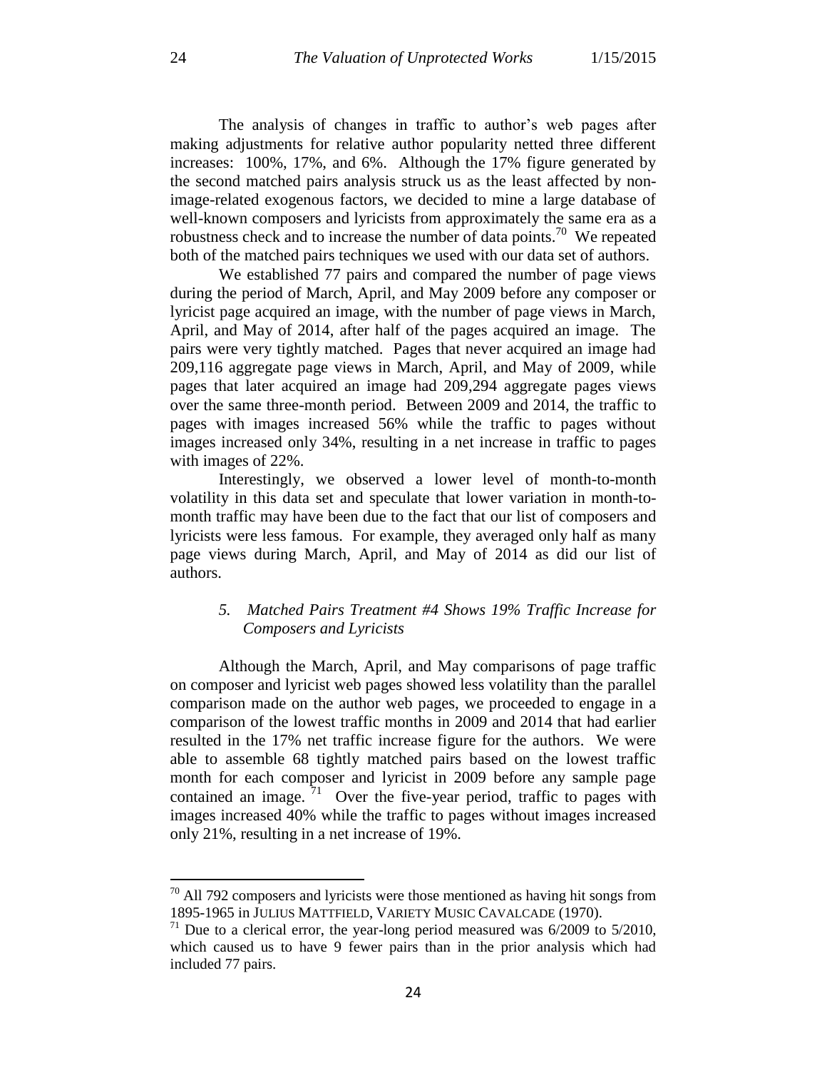The analysis of changes in traffic to author's web pages after making adjustments for relative author popularity netted three different increases: 100%, 17%, and 6%. Although the 17% figure generated by the second matched pairs analysis struck us as the least affected by non-image-related exogenous factors, we decided to mine a large database of well-known composers and lyricists from approximately the same era as a robustness check and to increase the number of data points.[70] We repeated both of the matched pairs techniques we used with our data set of authors.

We established 77 pairs and compared the number of page views during the period of March, April, and May 2009 before any composer or lyricist page acquired an image, with the number of page views in March, April, and May of 2014, after half of the pages acquired an image. The pairs were very tightly matched. Pages that never acquired an image had 209,116 aggregate page views in March, April, and May of 2009, while pages that later acquired an image had 209,294 aggregate pages views over the same three-month period. Between 2009 and 2014, the traffic to pages with images increased 56% while the traffic to pages without images increased only 34%, resulting in a net increase in traffic to pages with images of 22%.

Interestingly, we observed a lower level of month-to-month volatility in this data set and speculate that lower variation in month-to-month traffic may have been due to the fact that our list of composers and lyricists were less famous. For example, they averaged only half as many page views during March, April, and May of 2014 as did our list of authors.

### *5. Matched Pairs Treatment #4 Shows 19% Traffic Increase for Composers and Lyricists*

Although the March, April, and May comparisons of page traffic on composer and lyricist web pages showed less volatility than the parallel comparison made on the author web pages, we proceeded to engage in a comparison of the lowest traffic months in 2009 and 2014 that had earlier resulted in the 17% net traffic increase figure for the authors. We were able to assemble 68 tightly matched pairs based on the lowest traffic month for each composer and lyricist in 2009 before any sample page contained an image.[71] Over the five-year period, traffic to pages with images increased 40% while the traffic to pages without images increased only 21%, resulting in a net increase of 19%.

---

[70] All 792 composers and lyricists were those mentioned as having hit songs from 1895-1965 in JULIUS MATTFIELD, VARIETY MUSIC CAVALCADE (1970).

[71] Due to a clerical error, the year-long period measured was 6/2009 to 5/2010, which caused us to have 9 fewer pairs than in the prior analysis which had included 77 pairs.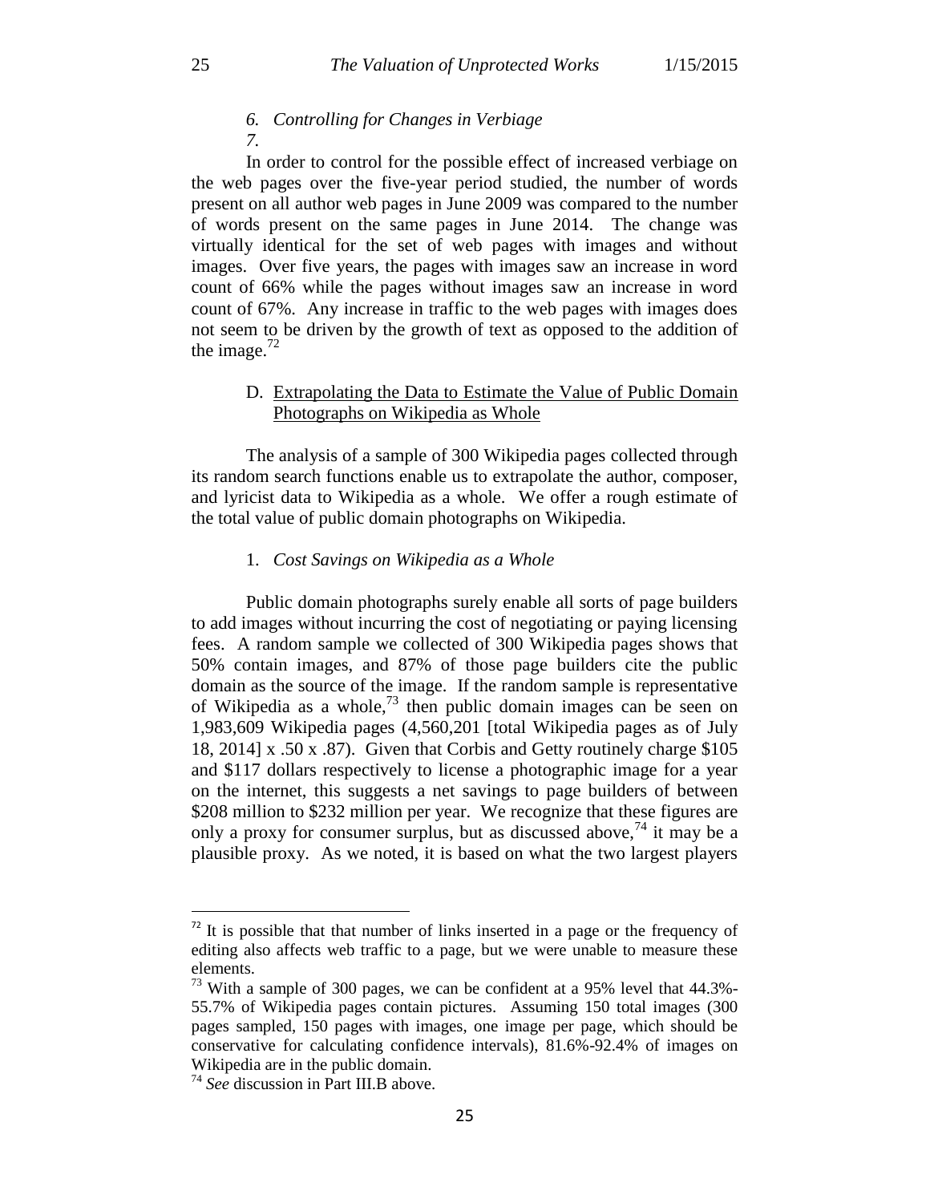*6. Controlling for Changes in Verbiage*

*7.*

In order to control for the possible effect of increased verbiage on the web pages over the five-year period studied, the number of words present on all author web pages in June 2009 was compared to the number of words present on the same pages in June 2014. The change was virtually identical for the set of web pages with images and without images. Over five years, the pages with images saw an increase in word count of 66% while the pages without images saw an increase in word count of 67%. Any increase in traffic to the web pages with images does not seem to be driven by the growth of text as opposed to the addition of the image.[72]

### D. Extrapolating the Data to Estimate the Value of Public Domain Photographs on Wikipedia as Whole

The analysis of a sample of 300 Wikipedia pages collected through its random search functions enable us to extrapolate the author, composer, and lyricist data to Wikipedia as a whole. We offer a rough estimate of the total value of public domain photographs on Wikipedia.

#### 1. *Cost Savings on Wikipedia as a Whole*

Public domain photographs surely enable all sorts of page builders to add images without incurring the cost of negotiating or paying licensing fees. A random sample we collected of 300 Wikipedia pages shows that 50% contain images, and 87% of those page builders cite the public domain as the source of the image. If the random sample is representative of Wikipedia as a whole,[73] then public domain images can be seen on 1,983,609 Wikipedia pages (4,560,201 [total Wikipedia pages as of July 18, 2014] x .50 x .87). Given that Corbis and Getty routinely charge $105 and $117 dollars respectively to license a photographic image for a year on the internet, this suggests a net savings to page builders of between $208 million to $232 million per year. We recognize that these figures are only a proxy for consumer surplus, but as discussed above,[74] it may be a plausible proxy. As we noted, it is based on what the two largest players

---

[72] It is possible that that number of links inserted in a page or the frequency of editing also affects web traffic to a page, but we were unable to measure these elements.

[73] With a sample of 300 pages, we can be confident at a 95% level that 44.3%-55.7% of Wikipedia pages contain pictures. Assuming 150 total images (300 pages sampled, 150 pages with images, one image per page, which should be conservative for calculating confidence intervals), 81.6%-92.4% of images on Wikipedia are in the public domain.

[74] *See* discussion in Part III.B above.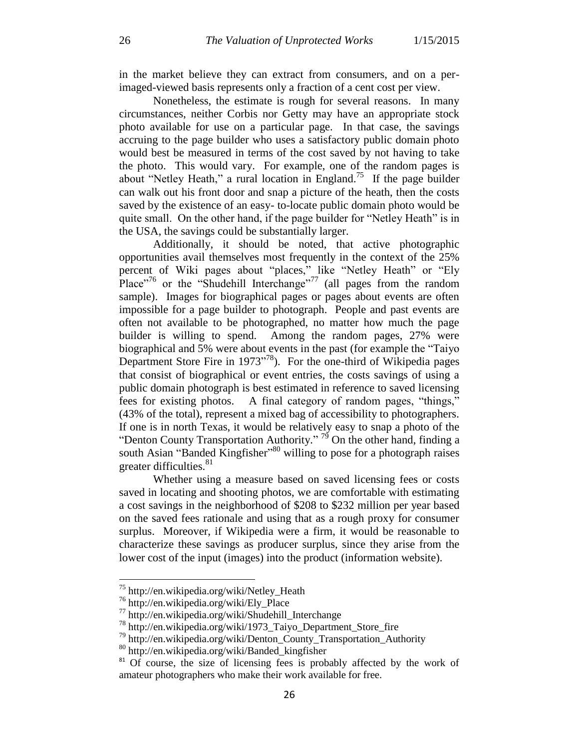in the market believe they can extract from consumers, and on a per-imaged-viewed basis represents only a fraction of a cent cost per view.

Nonetheless, the estimate is rough for several reasons. In many circumstances, neither Corbis nor Getty may have an appropriate stock photo available for use on a particular page. In that case, the savings accruing to the page builder who uses a satisfactory public domain photo would best be measured in terms of the cost saved by not having to take the photo. This would vary. For example, one of the random pages is about "Netley Heath," a rural location in England.[75] If the page builder can walk out his front door and snap a picture of the heath, then the costs saved by the existence of an easy- to-locate public domain photo would be quite small. On the other hand, if the page builder for "Netley Heath" is in the USA, the savings could be substantially larger.

Additionally, it should be noted, that active photographic opportunities avail themselves most frequently in the context of the 25% percent of Wiki pages about "places," like "Netley Heath" or "Ely Place"[76] or the "Shudehill Interchange"[77] (all pages from the random sample). Images for biographical pages or pages about events are often impossible for a page builder to photograph. People and past events are often not available to be photographed, no matter how much the page builder is willing to spend. Among the random pages, 27% were biographical and 5% were about events in the past (for example the "Taiyo Department Store Fire in 1973"[78]). For the one-third of Wikipedia pages that consist of biographical or event entries, the costs savings of using a public domain photograph is best estimated in reference to saved licensing fees for existing photos. A final category of random pages, "things," (43% of the total), represent a mixed bag of accessibility to photographers. If one is in north Texas, it would be relatively easy to snap a photo of the "Denton County Transportation Authority." [79] On the other hand, finding a south Asian "Banded Kingfisher"[80] willing to pose for a photograph raises greater difficulties.[81]

Whether using a measure based on saved licensing fees or costs saved in locating and shooting photos, we are comfortable with estimating a cost savings in the neighborhood of \$208 to \$232 million per year based on the saved fees rationale and using that as a rough proxy for consumer surplus. Moreover, if Wikipedia were a firm, it would be reasonable to characterize these savings as producer surplus, since they arise from the lower cost of the input (images) into the product (information website).

---

[75] http://en.wikipedia.org/wiki/Netley_Heath

[76] http://en.wikipedia.org/wiki/Ely_Place

[77] http://en.wikipedia.org/wiki/Shudehill_Interchange

[78] http://en.wikipedia.org/wiki/1973_Taiyo_Department_Store_fire

[79] http://en.wikipedia.org/wiki/Denton_County_Transportation_Authority

[80] http://en.wikipedia.org/wiki/Banded_kingfisher

[81] Of course, the size of licensing fees is probably affected by the work of amateur photographers who make their work available for free.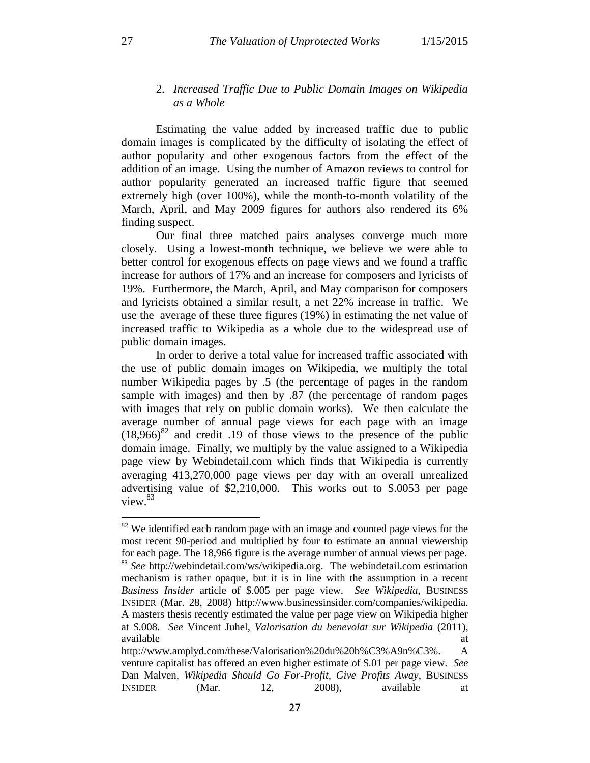### 2. *Increased Traffic Due to Public Domain Images on Wikipedia as a Whole*

Estimating the value added by increased traffic due to public domain images is complicated by the difficulty of isolating the effect of author popularity and other exogenous factors from the effect of the addition of an image. Using the number of Amazon reviews to control for author popularity generated an increased traffic figure that seemed extremely high (over 100%), while the month-to-month volatility of the March, April, and May 2009 figures for authors also rendered its 6% finding suspect.

Our final three matched pairs analyses converge much more closely. Using a lowest-month technique, we believe we were able to better control for exogenous effects on page views and we found a traffic increase for authors of 17% and an increase for composers and lyricists of 19%. Furthermore, the March, April, and May comparison for composers and lyricists obtained a similar result, a net 22% increase in traffic. We use the average of these three figures (19%) in estimating the net value of increased traffic to Wikipedia as a whole due to the widespread use of public domain images.

In order to derive a total value for increased traffic associated with the use of public domain images on Wikipedia, we multiply the total number Wikipedia pages by .5 (the percentage of pages in the random sample with images) and then by .87 (the percentage of random pages with images that rely on public domain works). We then calculate the average number of annual page views for each page with an image (18,966)[82] and credit .19 of those views to the presence of the public domain image. Finally, we multiply by the value assigned to a Wikipedia page view by Webindetail.com which finds that Wikipedia is currently averaging 413,270,000 page views per day with an overall unrealized advertising value of $2,210,000. This works out to $.0053 per page view.[83]

---

[82] We identified each random page with an image and counted page views for the most recent 90-period and multiplied by four to estimate an annual viewership for each page. The 18,966 figure is the average number of annual views per page.

[83] *See* http://webindetail.com/ws/wikipedia.org. The webindetail.com estimation mechanism is rather opaque, but it is in line with the assumption in a recent *Business Insider* article of $.005 per page view. *See Wikipedia*, BUSINESS INSIDER (Mar. 28, 2008) http://www.businessinsider.com/companies/wikipedia. A masters thesis recently estimated the value per page view on Wikipedia higher at $.008. *See* Vincent Juhel, *Valorisation du benevolat sur Wikipedia* (2011), available at http://www.amplyd.com/these/Valorisation%20du%20b%C3%A9n%C3%. A venture capitalist has offered an even higher estimate of $.01 per page view. *See* Dan Malven, *Wikipedia Should Go For-Profit, Give Profits Away*, BUSINESS INSIDER (Mar. 12, 2008), available at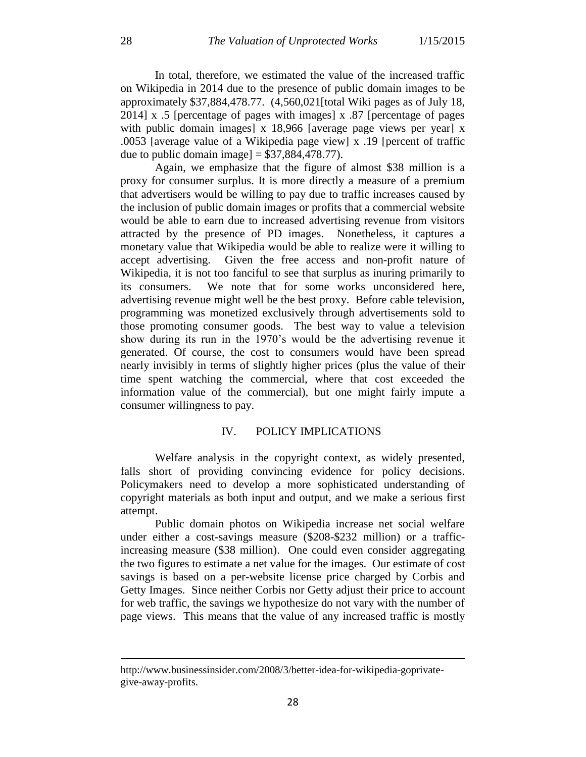In total, therefore, we estimated the value of the increased traffic on Wikipedia in 2014 due to the presence of public domain images to be approximately $37,884,478.77. (4,560,021[total Wiki pages as of July 18, 2014] x .5 [percentage of pages with images] x .87 [percentage of pages with public domain images] x 18,966 [average page views per year] x .0053 [average value of a Wikipedia page view] x .19 [percent of traffic due to public domain image] = $37,884,478.77).

Again, we emphasize that the figure of almost $38 million is a proxy for consumer surplus. It is more directly a measure of a premium that advertisers would be willing to pay due to traffic increases caused by the inclusion of public domain images or profits that a commercial website would be able to earn due to increased advertising revenue from visitors attracted by the presence of PD images. Nonetheless, it captures a monetary value that Wikipedia would be able to realize were it willing to accept advertising. Given the free access and non-profit nature of Wikipedia, it is not too fanciful to see that surplus as inuring primarily to its consumers. We note that for some works unconsidered here, advertising revenue might well be the best proxy. Before cable television, programming was monetized exclusively through advertisements sold to those promoting consumer goods. The best way to value a television show during its run in the 1970's would be the advertising revenue it generated. Of course, the cost to consumers would have been spread nearly invisibly in terms of slightly higher prices (plus the value of their time spent watching the commercial, where that cost exceeded the information value of the commercial), but one might fairly impute a consumer willingness to pay.

## IV. POLICY IMPLICATIONS

Welfare analysis in the copyright context, as widely presented, falls short of providing convincing evidence for policy decisions. Policymakers need to develop a more sophisticated understanding of copyright materials as both input and output, and we make a serious first attempt.

Public domain photos on Wikipedia increase net social welfare under either a cost-savings measure ($208-$232 million) or a traffic-increasing measure ($38 million). One could even consider aggregating the two figures to estimate a net value for the images. Our estimate of cost savings is based on a per-website license price charged by Corbis and Getty Images. Since neither Corbis nor Getty adjust their price to account for web traffic, the savings we hypothesize do not vary with the number of page views. This means that the value of any increased traffic is mostly

---

http://www.businessinsider.com/2008/3/better-idea-for-wikipedia-goprivate-give-away-profits.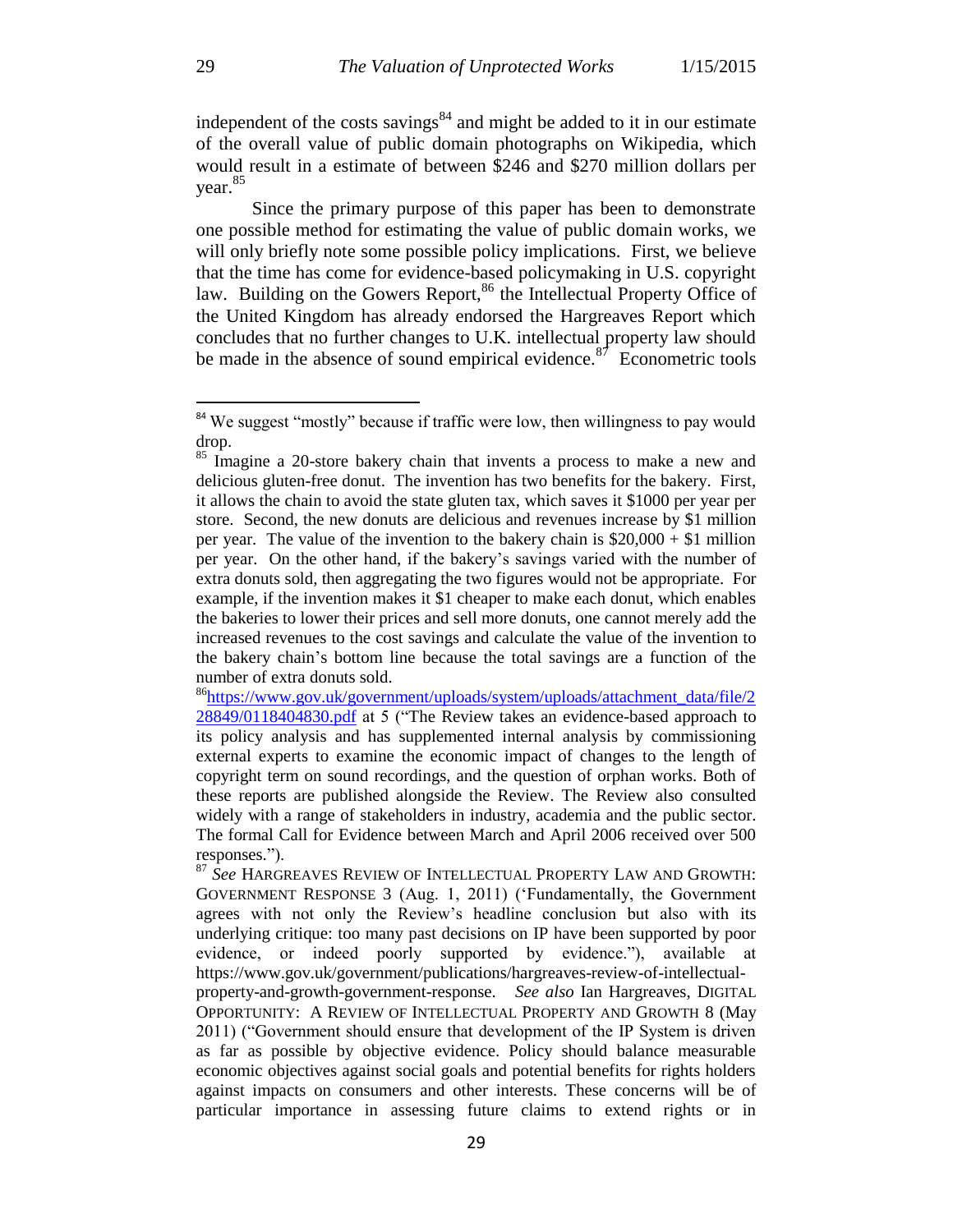independent of the costs savings[84] and might be added to it in our estimate of the overall value of public domain photographs on Wikipedia, which would result in a estimate of between $246 and $270 million dollars per year.[85]

Since the primary purpose of this paper has been to demonstrate one possible method for estimating the value of public domain works, we will only briefly note some possible policy implications. First, we believe that the time has come for evidence-based policymaking in U.S. copyright law. Building on the Gowers Report,[86] the Intellectual Property Office of the United Kingdom has already endorsed the Hargreaves Report which concludes that no further changes to U.K. intellectual property law should be made in the absence of sound empirical evidence.[87] Econometric tools

---

[84] We suggest "mostly" because if traffic were low, then willingness to pay would drop.

[85] Imagine a 20-store bakery chain that invents a process to make a new and delicious gluten-free donut. The invention has two benefits for the bakery. First, it allows the chain to avoid the state gluten tax, which saves it $1000 per year per store. Second, the new donuts are delicious and revenues increase by $1 million per year. The value of the invention to the bakery chain is $20,000 + $1 million per year. On the other hand, if the bakery's savings varied with the number of extra donuts sold, then aggregating the two figures would not be appropriate. For example, if the invention makes it $1 cheaper to make each donut, which enables the bakeries to lower their prices and sell more donuts, one cannot merely add the increased revenues to the cost savings and calculate the value of the invention to the bakery chain's bottom line because the total savings are a function of the number of extra donuts sold.

[86] https://www.gov.uk/government/uploads/system/uploads/attachment_data/file/228849/0118404830.pdf at 5 ("The Review takes an evidence-based approach to its policy analysis and has supplemented internal analysis by commissioning external experts to examine the economic impact of changes to the length of copyright term on sound recordings, and the question of orphan works. Both of these reports are published alongside the Review. The Review also consulted widely with a range of stakeholders in industry, academia and the public sector. The formal Call for Evidence between March and April 2006 received over 500 responses.").

[87] *See* HARGREAVES REVIEW OF INTELLECTUAL PROPERTY LAW AND GROWTH: GOVERNMENT RESPONSE 3 (Aug. 1, 2011) ('Fundamentally, the Government agrees with not only the Review's headline conclusion but also with its underlying critique: too many past decisions on IP have been supported by poor evidence, or indeed poorly supported by evidence."), available at https://www.gov.uk/government/publications/hargreaves-review-of-intellectual-property-and-growth-government-response. *See also* Ian Hargreaves, DIGITAL OPPORTUNITY: A REVIEW OF INTELLECTUAL PROPERTY AND GROWTH 8 (May 2011) ("Government should ensure that development of the IP System is driven as far as possible by objective evidence. Policy should balance measurable economic objectives against social goals and potential benefits for rights holders against impacts on consumers and other interests. These concerns will be of particular importance in assessing future claims to extend rights or in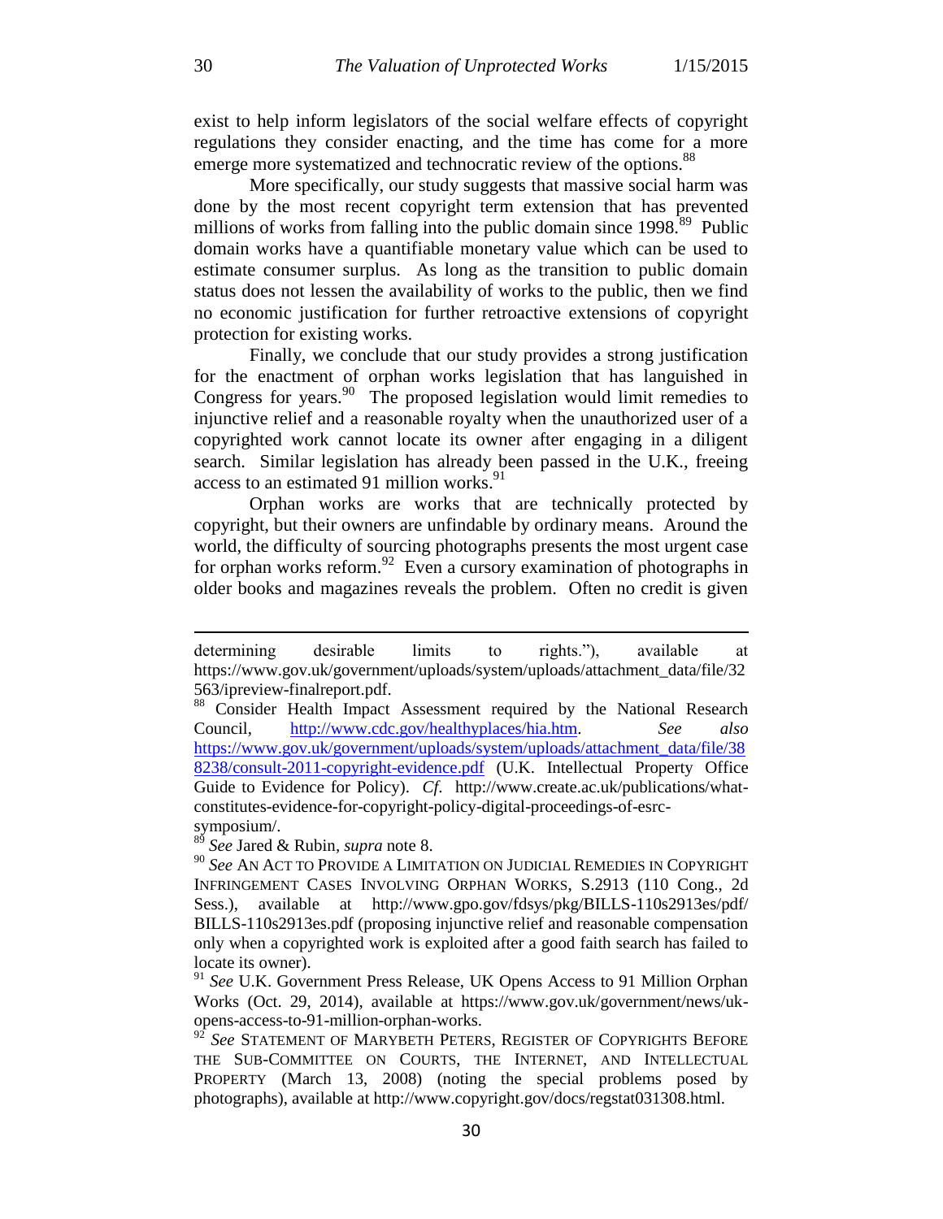exist to help inform legislators of the social welfare effects of copyright regulations they consider enacting, and the time has come for a more emerge more systematized and technocratic review of the options.[88]

More specifically, our study suggests that massive social harm was done by the most recent copyright term extension that has prevented millions of works from falling into the public domain since 1998.[89] Public domain works have a quantifiable monetary value which can be used to estimate consumer surplus. As long as the transition to public domain status does not lessen the availability of works to the public, then we find no economic justification for further retroactive extensions of copyright protection for existing works.

Finally, we conclude that our study provides a strong justification for the enactment of orphan works legislation that has languished in Congress for years.[90] The proposed legislation would limit remedies to injunctive relief and a reasonable royalty when the unauthorized user of a copyrighted work cannot locate its owner after engaging in a diligent search. Similar legislation has already been passed in the U.K., freeing access to an estimated 91 million works.[91]

Orphan works are works that are technically protected by copyright, but their owners are unfindable by ordinary means. Around the world, the difficulty of sourcing photographs presents the most urgent case for orphan works reform.[92] Even a cursory examination of photographs in older books and magazines reveals the problem. Often no credit is given

---

determining desirable limits to rights."), available at https://www.gov.uk/government/uploads/system/uploads/attachment_data/file/32563/ipreview-finalreport.pdf.

[88] Consider Health Impact Assessment required by the National Research Council, http://www.cdc.gov/healthyplaces/hia.htm. *See also* https://www.gov.uk/government/uploads/system/uploads/attachment_data/file/388238/consult-2011-copyright-evidence.pdf (U.K. Intellectual Property Office Guide to Evidence for Policy). *Cf.* http://www.create.ac.uk/publications/what-constitutes-evidence-for-copyright-policy-digital-proceedings-of-esrc-symposium/.

[89] *See* Jared & Rubin, *supra* note 8.

[90] *See* AN ACT TO PROVIDE A LIMITATION ON JUDICIAL REMEDIES IN COPYRIGHT INFRINGEMENT CASES INVOLVING ORPHAN WORKS, S.2913 (110 Cong., 2d Sess.), available at http://www.gpo.gov/fdsys/pkg/BILLS-110s2913es/pdf/BILLS-110s2913es.pdf (proposing injunctive relief and reasonable compensation only when a copyrighted work is exploited after a good faith search has failed to locate its owner).

[91] *See* U.K. Government Press Release, UK Opens Access to 91 Million Orphan Works (Oct. 29, 2014), available at https://www.gov.uk/government/news/uk-opens-access-to-91-million-orphan-works.

[92] *See* STATEMENT OF MARYBETH PETERS, REGISTER OF COPYRIGHTS BEFORE THE SUB-COMMITTEE ON COURTS, THE INTERNET, AND INTELLECTUAL PROPERTY (March 13, 2008) (noting the special problems posed by photographs), available at http://www.copyright.gov/docs/regstat031308.html.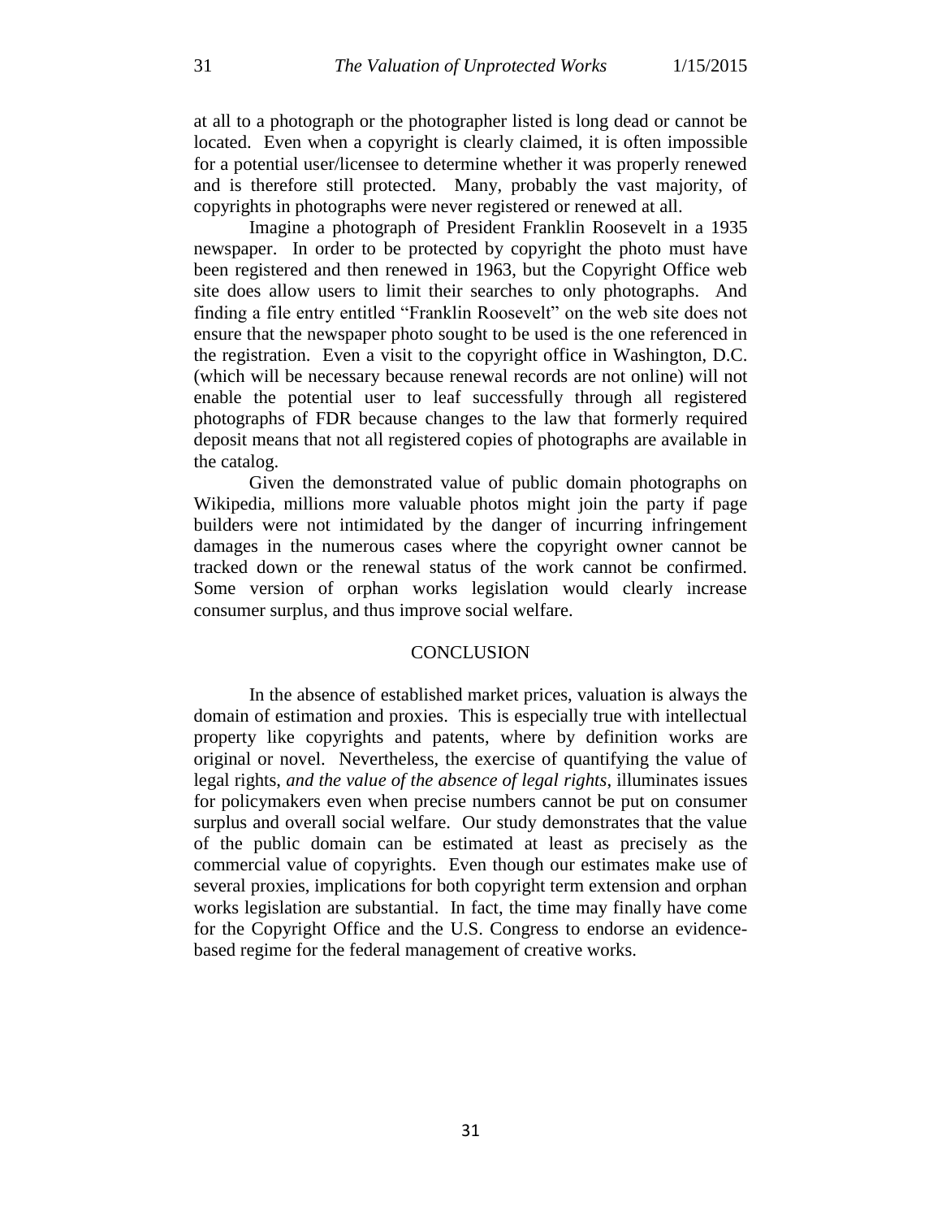at all to a photograph or the photographer listed is long dead or cannot be located. Even when a copyright is clearly claimed, it is often impossible for a potential user/licensee to determine whether it was properly renewed and is therefore still protected. Many, probably the vast majority, of copyrights in photographs were never registered or renewed at all.

Imagine a photograph of President Franklin Roosevelt in a 1935 newspaper. In order to be protected by copyright the photo must have been registered and then renewed in 1963, but the Copyright Office web site does allow users to limit their searches to only photographs. And finding a file entry entitled "Franklin Roosevelt" on the web site does not ensure that the newspaper photo sought to be used is the one referenced in the registration. Even a visit to the copyright office in Washington, D.C. (which will be necessary because renewal records are not online) will not enable the potential user to leaf successfully through all registered photographs of FDR because changes to the law that formerly required deposit means that not all registered copies of photographs are available in the catalog.

Given the demonstrated value of public domain photographs on Wikipedia, millions more valuable photos might join the party if page builders were not intimidated by the danger of incurring infringement damages in the numerous cases where the copyright owner cannot be tracked down or the renewal status of the work cannot be confirmed. Some version of orphan works legislation would clearly increase consumer surplus, and thus improve social welfare.

## CONCLUSION

In the absence of established market prices, valuation is always the domain of estimation and proxies. This is especially true with intellectual property like copyrights and patents, where by definition works are original or novel. Nevertheless, the exercise of quantifying the value of legal rights, *and the value of the absence of legal rights*, illuminates issues for policymakers even when precise numbers cannot be put on consumer surplus and overall social welfare. Our study demonstrates that the value of the public domain can be estimated at least as precisely as the commercial value of copyrights. Even though our estimates make use of several proxies, implications for both copyright term extension and orphan works legislation are substantial. In fact, the time may finally have come for the Copyright Office and the U.S. Congress to endorse an evidence-based regime for the federal management of creative works.